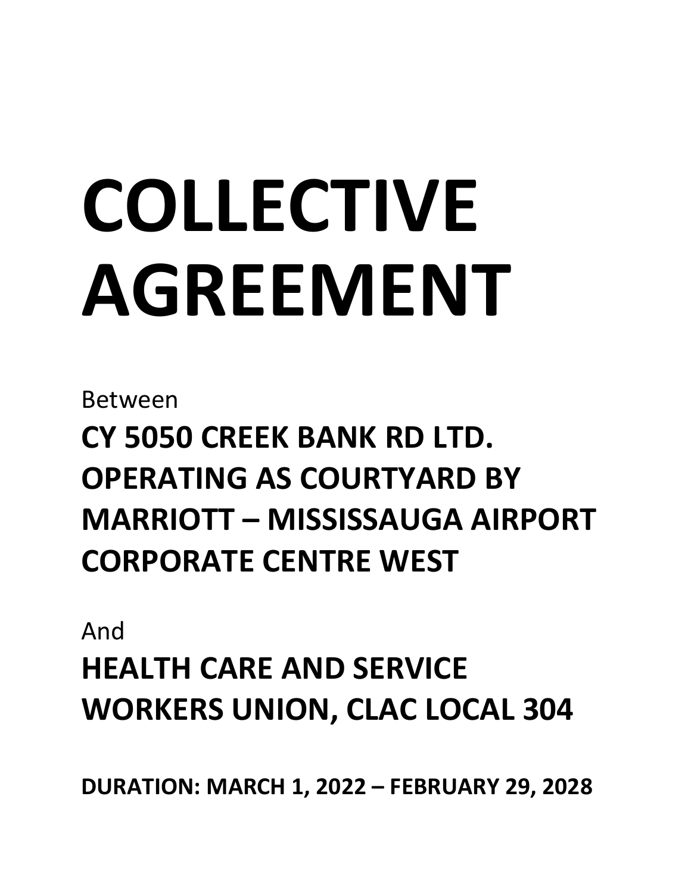# COLLECTIVE AGREEMENT

Between

## CY 5050 CREEK BANK RD LTD. OPERATING AS COURTYARD BY MARRIOTT – MISSISSAUGA AIRPORT CORPORATE CENTRE WEST

And

## HEALTH CARE AND SERVICE WORKERS UNION, CLAC LOCAL 304

**DURATION: MARCH 1, 2022 – FEBRUARY 29, 2028**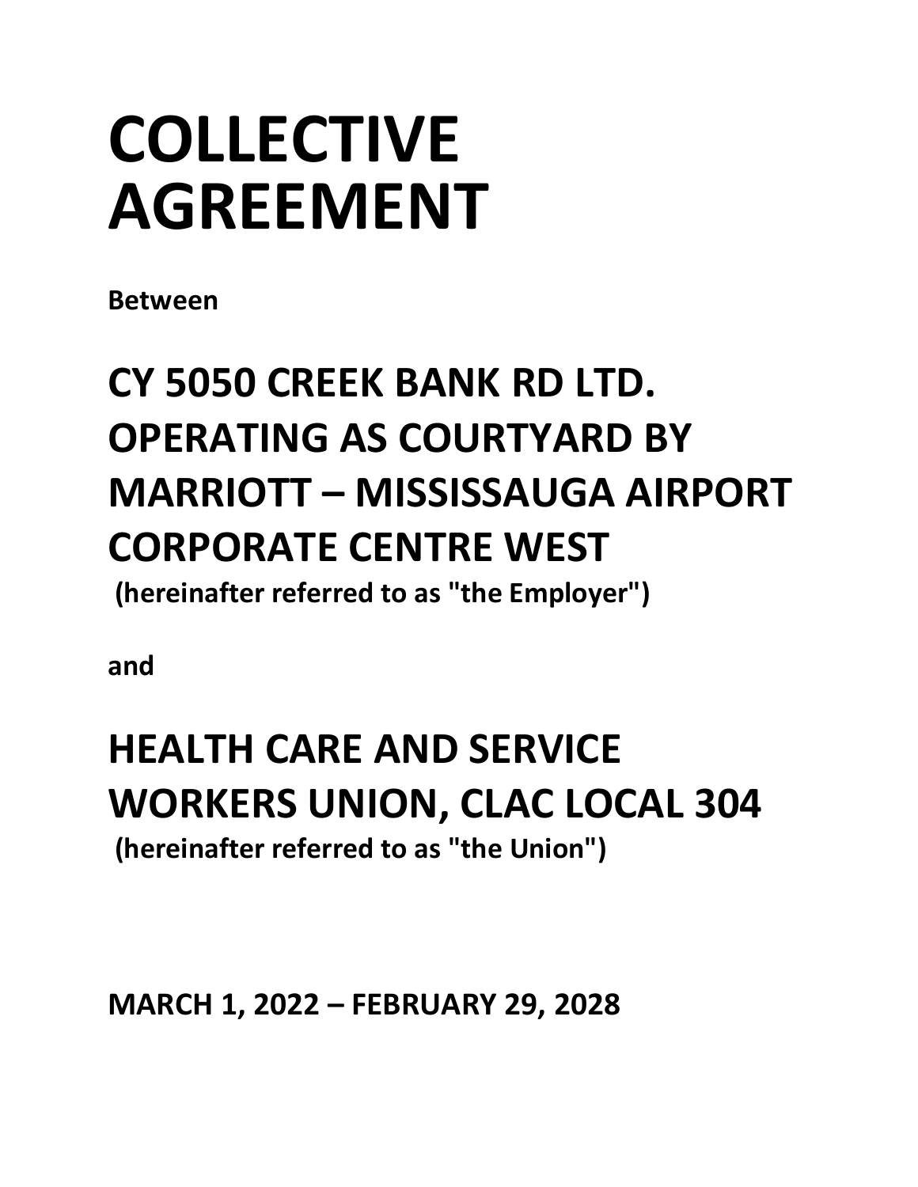# COLLECTIVE AGREEMENT

**Between**

# CY 5050 CREEK BANK RD LTD. OPERATING AS COURTYARD BY MARRIOTT – MISSISSAUGA AIRPORT CORPORATE CENTRE WEST

**(hereinafter referred to as "the Employer")**

**and**

# HEALTH CARE AND SERVICE WORKERS UNION, CLAC LOCAL 304

**(hereinafter referred to as "the Union")**

**MARCH 1, 2022 – FEBRUARY 29, 2028**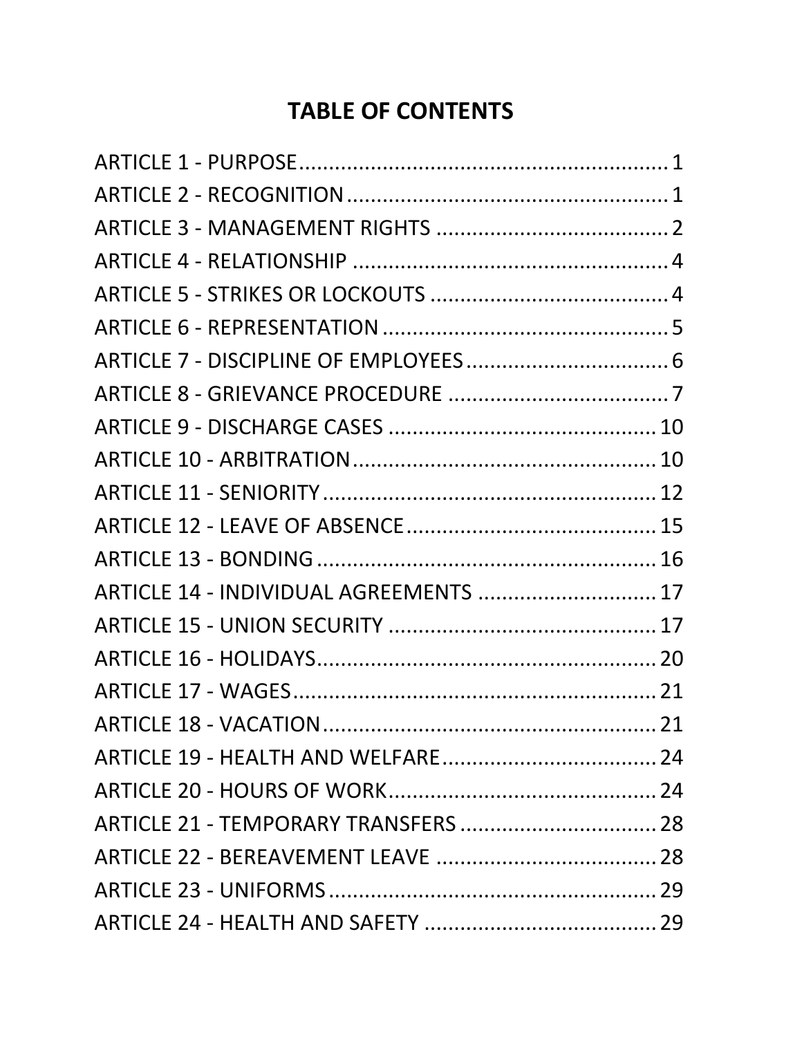# TABLE OF CONTENTS

ARTICLE 1 - PURPOSE............................................................1
ARTICLE 2 - RECOGNITION....................................................1
ARTICLE 3 - MANAGEMENT RIGHTS ......................................2
ARTICLE 4 - RELATIONSHIP ....................................................4
ARTICLE 5 - STRIKES OR LOCKOUTS .......................................4
ARTICLE 6 - REPRESENTATION ...............................................5
ARTICLE 7 - DISCIPLINE OF EMPLOYEES.................................6
ARTICLE 8 - GRIEVANCE PROCEDURE .....................................7
ARTICLE 9 - DISCHARGE CASES .............................................10
ARTICLE 10 - ARBITRATION...................................................10
ARTICLE 11 - SENIORITY........................................................12
ARTICLE 12 - LEAVE OF ABSENCE..........................................15
ARTICLE 13 - BONDING .........................................................16
ARTICLE 14 - INDIVIDUAL AGREEMENTS ..............................17
ARTICLE 15 - UNION SECURITY .............................................17
ARTICLE 16 - HOLIDAYS.........................................................20
ARTICLE 17 - WAGES.............................................................21
ARTICLE 18 - VACATION........................................................21
ARTICLE 19 - HEALTH AND WELFARE....................................24
ARTICLE 20 - HOURS OF WORK.............................................24
ARTICLE 21 - TEMPORARY TRANSFERS.................................28
ARTICLE 22 - BEREAVEMENT LEAVE .....................................28
ARTICLE 23 - UNIFORMS.......................................................29
ARTICLE 24 - HEALTH AND SAFETY ......................................29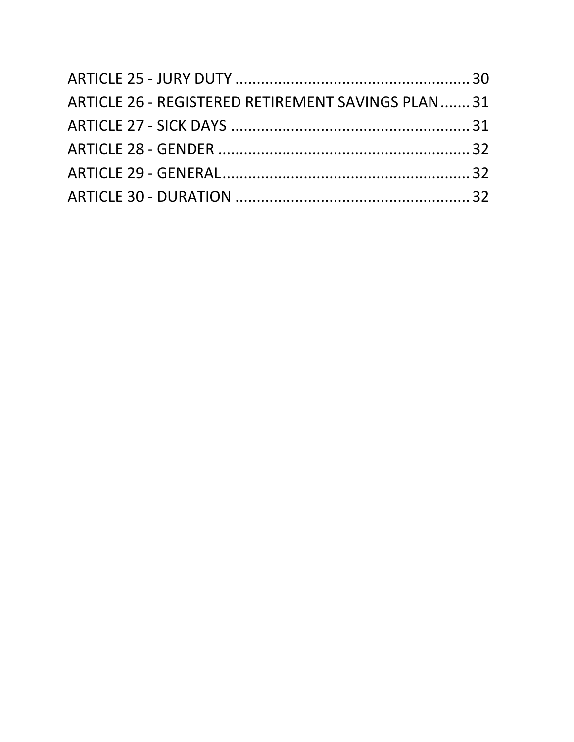ARTICLE 25 - JURY DUTY ..................................................... 30
ARTICLE 26 - REGISTERED RETIREMENT SAVINGS PLAN....... 31
ARTICLE 27 - SICK DAYS ..................................................... 31
ARTICLE 28 - GENDER ......................................................... 32
ARTICLE 29 - GENERAL........................................................ 32
ARTICLE 30 - DURATION ..................................................... 32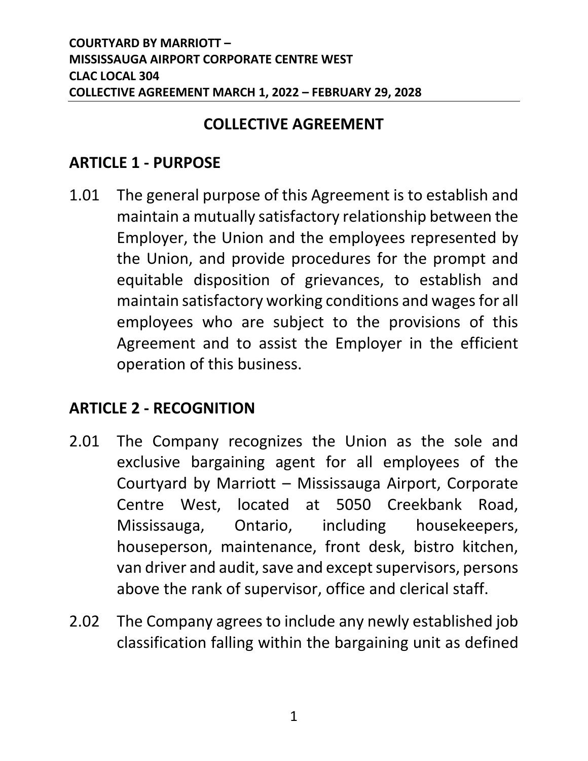# COLLECTIVE AGREEMENT

## ARTICLE 1 - PURPOSE

1.01 The general purpose of this Agreement is to establish and maintain a mutually satisfactory relationship between the Employer, the Union and the employees represented by the Union, and provide procedures for the prompt and equitable disposition of grievances, to establish and maintain satisfactory working conditions and wages for all employees who are subject to the provisions of this Agreement and to assist the Employer in the efficient operation of this business.

## ARTICLE 2 - RECOGNITION

2.01 The Company recognizes the Union as the sole and exclusive bargaining agent for all employees of the Courtyard by Marriott – Mississauga Airport, Corporate Centre West, located at 5050 Creekbank Road, Mississauga, Ontario, including housekeepers, houseperson, maintenance, front desk, bistro kitchen, van driver and audit, save and except supervisors, persons above the rank of supervisor, office and clerical staff.

2.02 The Company agrees to include any newly established job classification falling within the bargaining unit as defined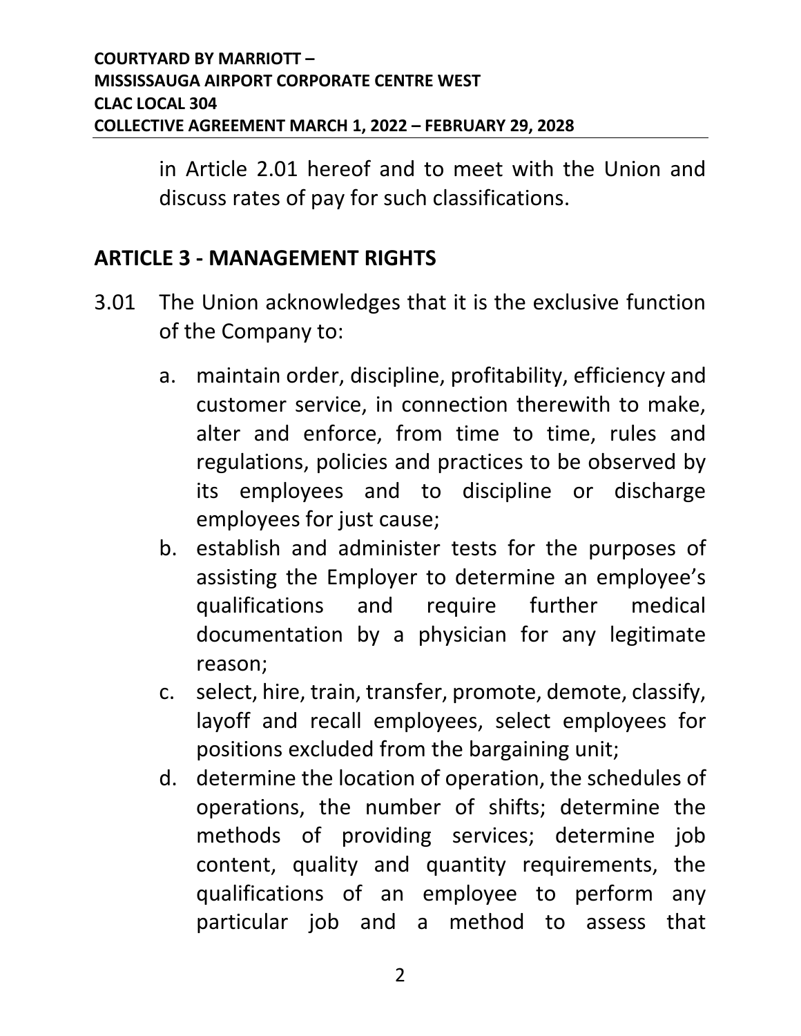in Article 2.01 hereof and to meet with the Union and discuss rates of pay for such classifications.

## ARTICLE 3 - MANAGEMENT RIGHTS

3.01 The Union acknowledges that it is the exclusive function of the Company to:

   a. maintain order, discipline, profitability, efficiency and customer service, in connection therewith to make, alter and enforce, from time to time, rules and regulations, policies and practices to be observed by its employees and to discipline or discharge employees for just cause;
   b. establish and administer tests for the purposes of assisting the Employer to determine an employee's qualifications and require further medical documentation by a physician for any legitimate reason;
   c. select, hire, train, transfer, promote, demote, classify, layoff and recall employees, select employees for positions excluded from the bargaining unit;
   d. determine the location of operation, the schedules of operations, the number of shifts; determine the methods of providing services; determine job content, quality and quantity requirements, the qualifications of an employee to perform any particular job and a method to assess that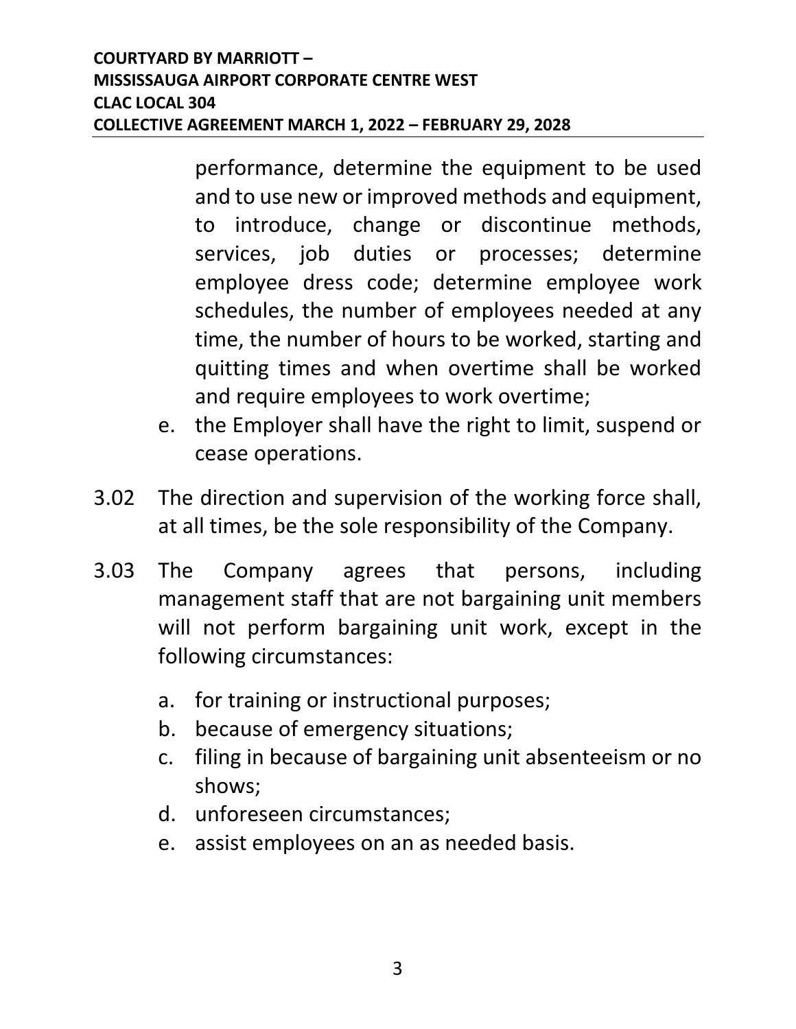performance, determine the equipment to be used and to use new or improved methods and equipment, to introduce, change or discontinue methods, services, job duties or processes; determine employee dress code; determine employee work schedules, the number of employees needed at any time, the number of hours to be worked, starting and quitting times and when overtime shall be worked and require employees to work overtime;

e. the Employer shall have the right to limit, suspend or cease operations.

3.02 The direction and supervision of the working force shall, at all times, be the sole responsibility of the Company.

3.03 The Company agrees that persons, including management staff that are not bargaining unit members will not perform bargaining unit work, except in the following circumstances:

a. for training or instructional purposes;
b. because of emergency situations;
c. filing in because of bargaining unit absenteeism or no shows;
d. unforeseen circumstances;
e. assist employees on an as needed basis.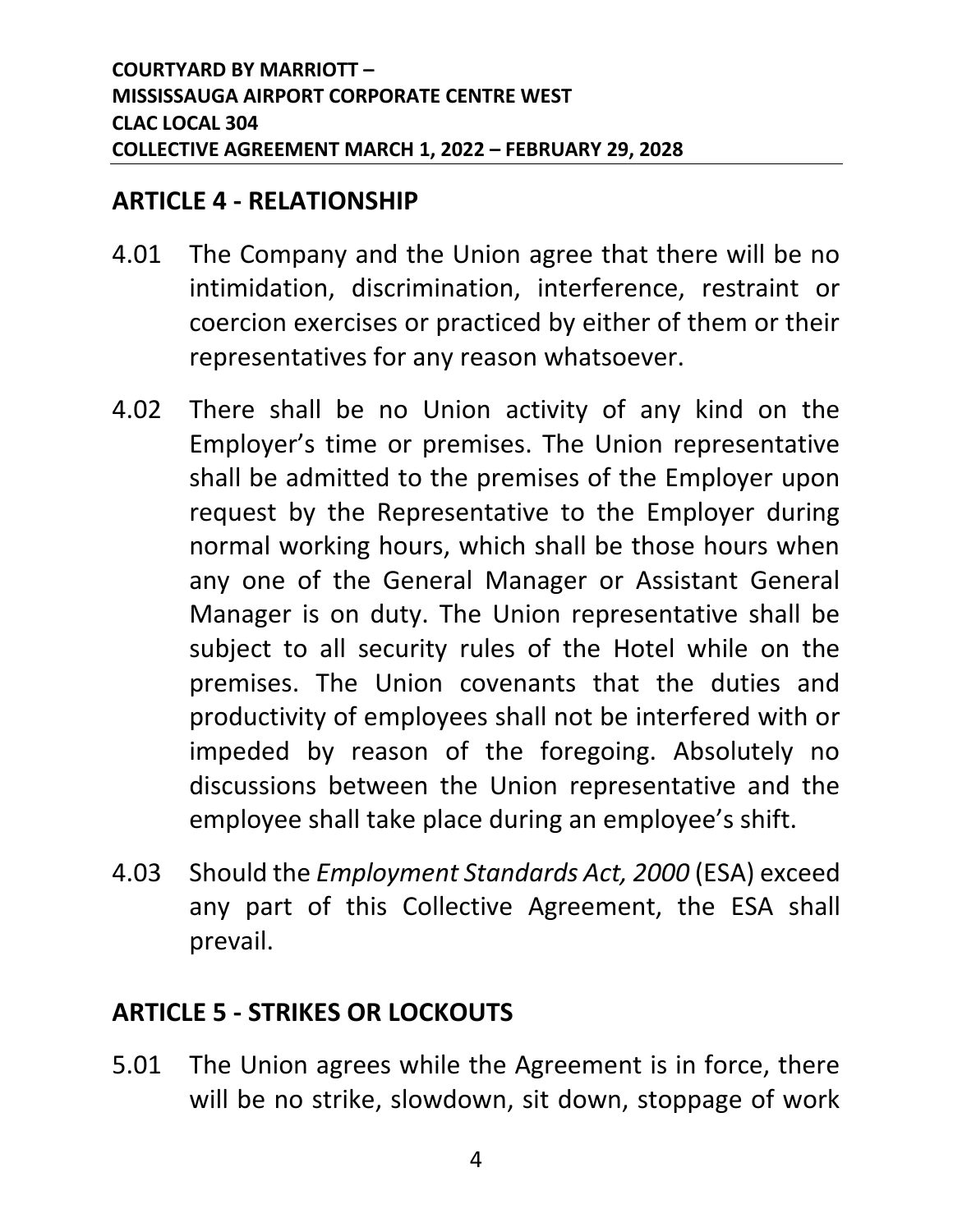## ARTICLE 4 - RELATIONSHIP

4.01 The Company and the Union agree that there will be no intimidation, discrimination, interference, restraint or coercion exercises or practiced by either of them or their representatives for any reason whatsoever.

4.02 There shall be no Union activity of any kind on the Employer's time or premises. The Union representative shall be admitted to the premises of the Employer upon request by the Representative to the Employer during normal working hours, which shall be those hours when any one of the General Manager or Assistant General Manager is on duty. The Union representative shall be subject to all security rules of the Hotel while on the premises. The Union covenants that the duties and productivity of employees shall not be interfered with or impeded by reason of the foregoing. Absolutely no discussions between the Union representative and the employee shall take place during an employee's shift.

4.03 Should the *Employment Standards Act, 2000* (ESA) exceed any part of this Collective Agreement, the ESA shall prevail.

## ARTICLE 5 - STRIKES OR LOCKOUTS

5.01 The Union agrees while the Agreement is in force, there will be no strike, slowdown, sit down, stoppage of work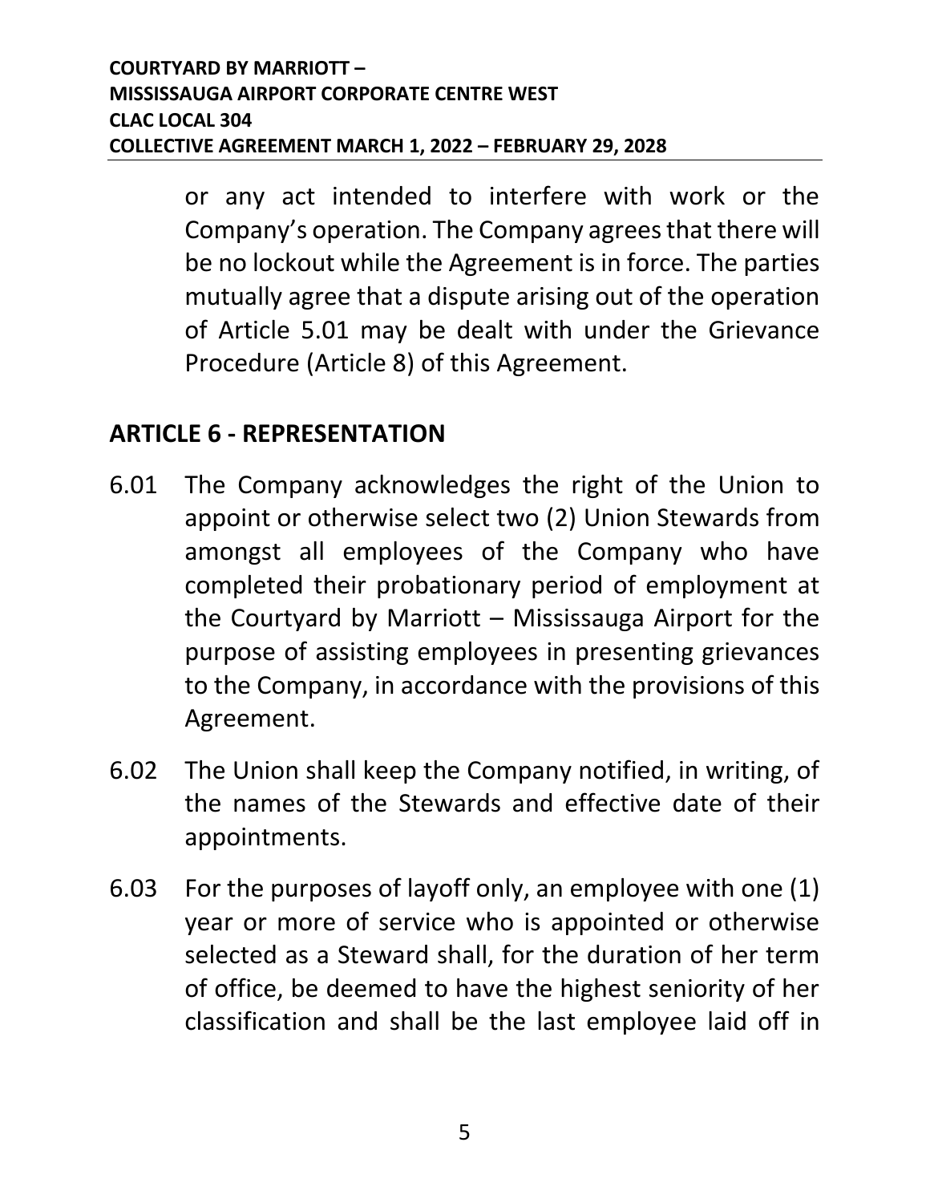or any act intended to interfere with work or the Company's operation. The Company agrees that there will be no lockout while the Agreement is in force. The parties mutually agree that a dispute arising out of the operation of Article 5.01 may be dealt with under the Grievance Procedure (Article 8) of this Agreement.

## ARTICLE 6 - REPRESENTATION

6.01 The Company acknowledges the right of the Union to appoint or otherwise select two (2) Union Stewards from amongst all employees of the Company who have completed their probationary period of employment at the Courtyard by Marriott – Mississauga Airport for the purpose of assisting employees in presenting grievances to the Company, in accordance with the provisions of this Agreement.

6.02 The Union shall keep the Company notified, in writing, of the names of the Stewards and effective date of their appointments.

6.03 For the purposes of layoff only, an employee with one (1) year or more of service who is appointed or otherwise selected as a Steward shall, for the duration of her term of office, be deemed to have the highest seniority of her classification and shall be the last employee laid off in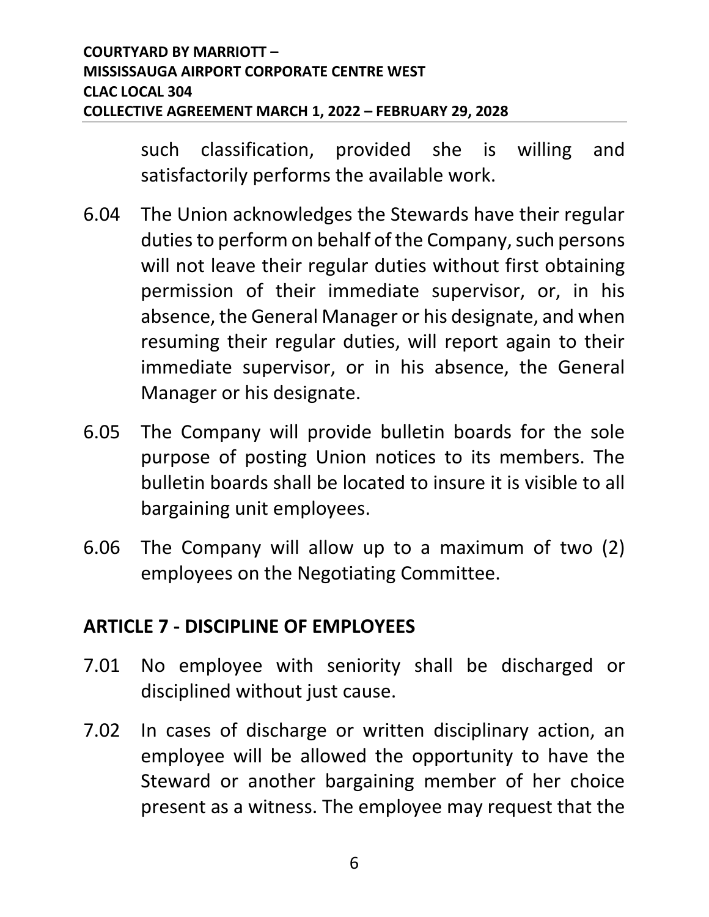such classification, provided she is willing and satisfactorily performs the available work.

6.04 The Union acknowledges the Stewards have their regular duties to perform on behalf of the Company, such persons will not leave their regular duties without first obtaining permission of their immediate supervisor, or, in his absence, the General Manager or his designate, and when resuming their regular duties, will report again to their immediate supervisor, or in his absence, the General Manager or his designate.

6.05 The Company will provide bulletin boards for the sole purpose of posting Union notices to its members. The bulletin boards shall be located to insure it is visible to all bargaining unit employees.

6.06 The Company will allow up to a maximum of two (2) employees on the Negotiating Committee.

## ARTICLE 7 - DISCIPLINE OF EMPLOYEES

7.01 No employee with seniority shall be discharged or disciplined without just cause.

7.02 In cases of discharge or written disciplinary action, an employee will be allowed the opportunity to have the Steward or another bargaining member of her choice present as a witness. The employee may request that the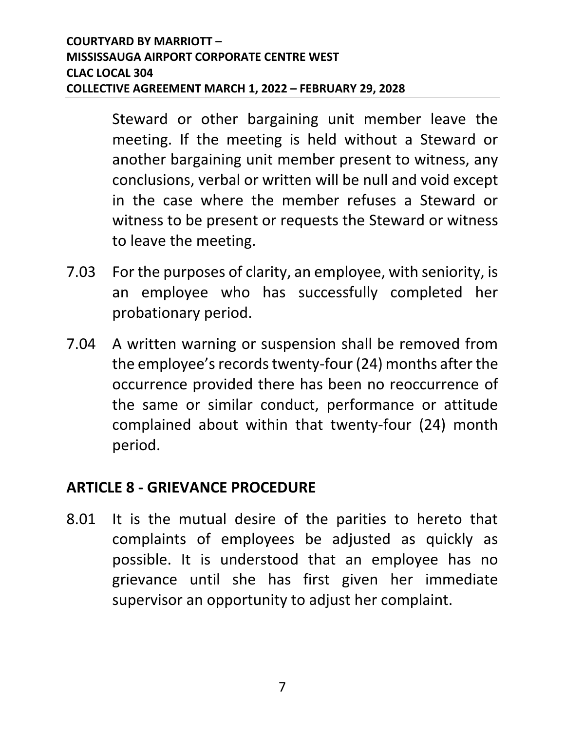Steward or other bargaining unit member leave the meeting. If the meeting is held without a Steward or another bargaining unit member present to witness, any conclusions, verbal or written will be null and void except in the case where the member refuses a Steward or witness to be present or requests the Steward or witness to leave the meeting.

7.03 For the purposes of clarity, an employee, with seniority, is an employee who has successfully completed her probationary period.

7.04 A written warning or suspension shall be removed from the employee's records twenty-four (24) months after the occurrence provided there has been no reoccurrence of the same or similar conduct, performance or attitude complained about within that twenty-four (24) month period.

## ARTICLE 8 - GRIEVANCE PROCEDURE

8.01 It is the mutual desire of the parities to hereto that complaints of employees be adjusted as quickly as possible. It is understood that an employee has no grievance until she has first given her immediate supervisor an opportunity to adjust her complaint.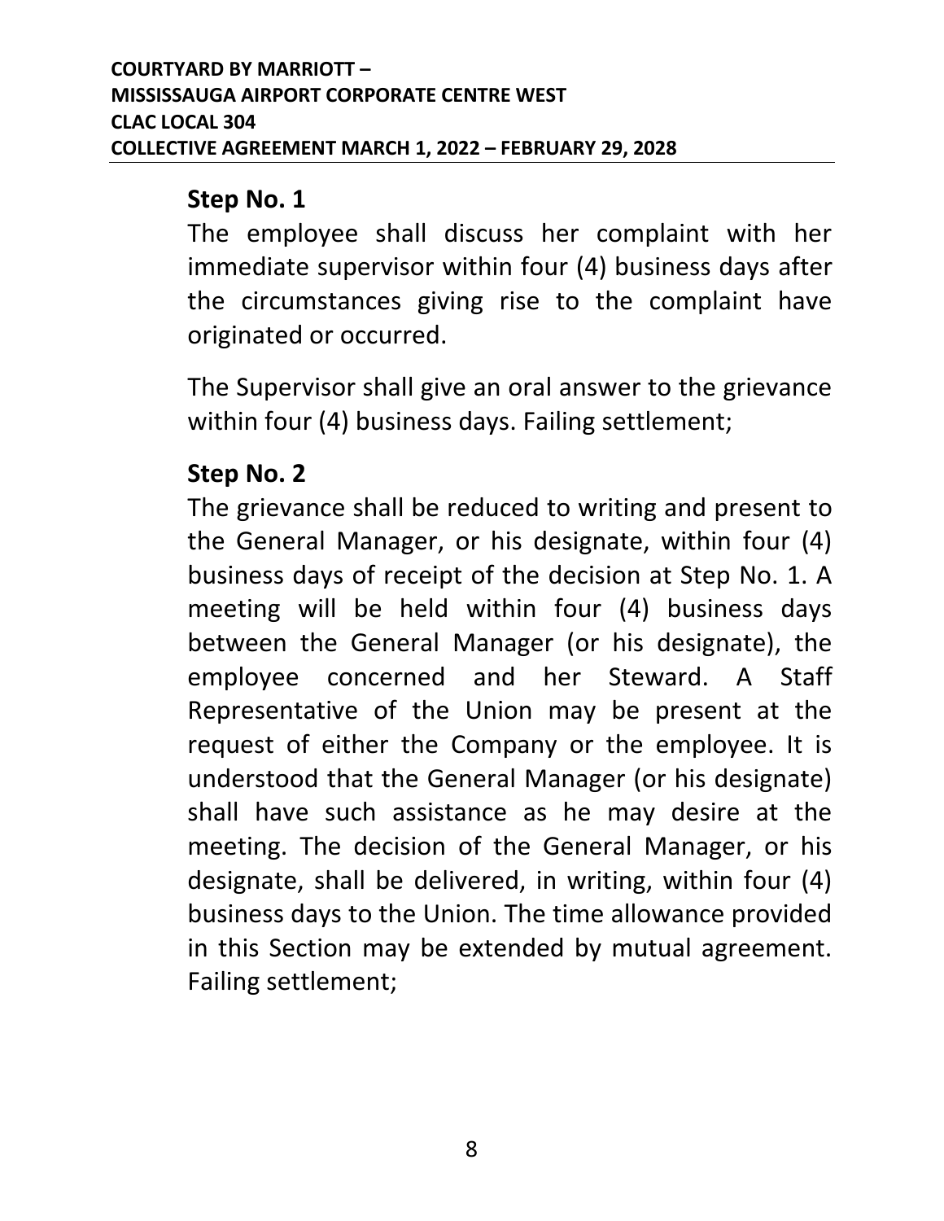**Step No. 1**
The employee shall discuss her complaint with her immediate supervisor within four (4) business days after the circumstances giving rise to the complaint have originated or occurred.

The Supervisor shall give an oral answer to the grievance within four (4) business days. Failing settlement;

**Step No. 2**
The grievance shall be reduced to writing and present to the General Manager, or his designate, within four (4) business days of receipt of the decision at Step No. 1. A meeting will be held within four (4) business days between the General Manager (or his designate), the employee concerned and her Steward. A Staff Representative of the Union may be present at the request of either the Company or the employee. It is understood that the General Manager (or his designate) shall have such assistance as he may desire at the meeting. The decision of the General Manager, or his designate, shall be delivered, in writing, within four (4) business days to the Union. The time allowance provided in this Section may be extended by mutual agreement. Failing settlement;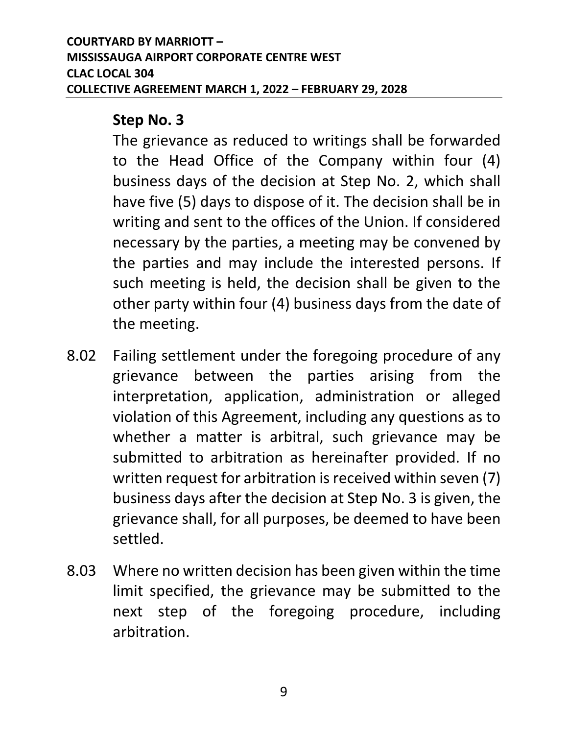**Step No. 3**

The grievance as reduced to writings shall be forwarded to the Head Office of the Company within four (4) business days of the decision at Step No. 2, which shall have five (5) days to dispose of it. The decision shall be in writing and sent to the offices of the Union. If considered necessary by the parties, a meeting may be convened by the parties and may include the interested persons. If such meeting is held, the decision shall be given to the other party within four (4) business days from the date of the meeting.

8.02 Failing settlement under the foregoing procedure of any grievance between the parties arising from the interpretation, application, administration or alleged violation of this Agreement, including any questions as to whether a matter is arbitral, such grievance may be submitted to arbitration as hereinafter provided. If no written request for arbitration is received within seven (7) business days after the decision at Step No. 3 is given, the grievance shall, for all purposes, be deemed to have been settled.

8.03 Where no written decision has been given within the time limit specified, the grievance may be submitted to the next step of the foregoing procedure, including arbitration.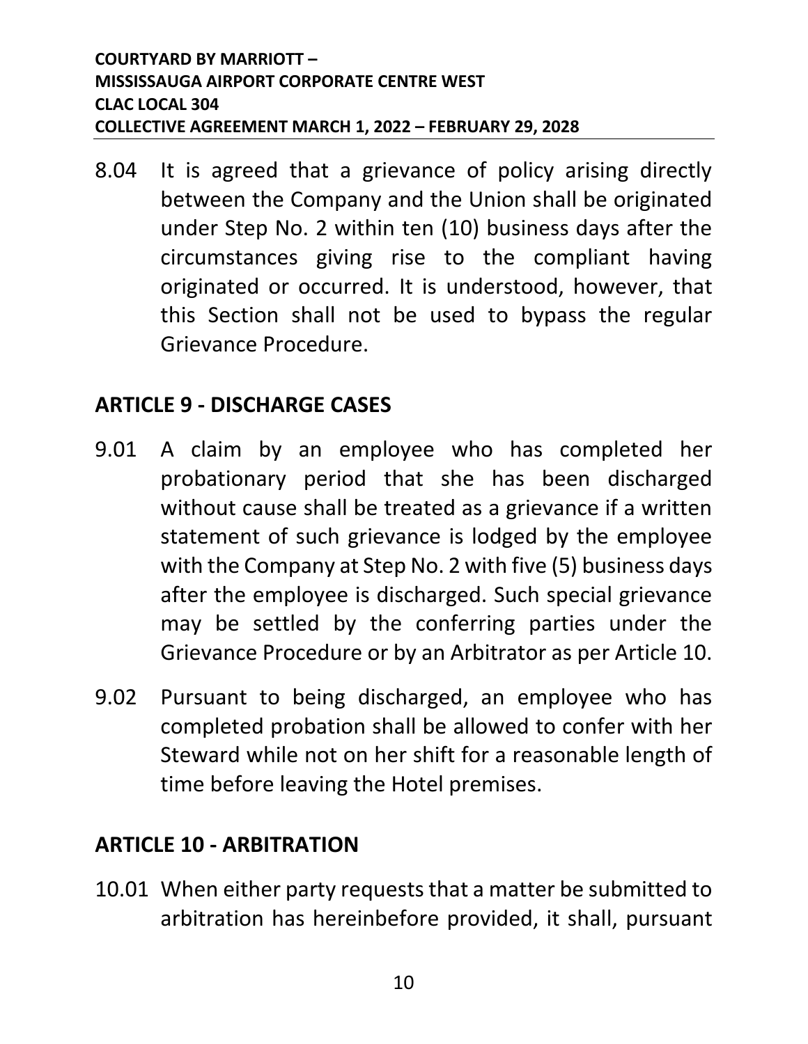8.04 It is agreed that a grievance of policy arising directly between the Company and the Union shall be originated under Step No. 2 within ten (10) business days after the circumstances giving rise to the compliant having originated or occurred. It is understood, however, that this Section shall not be used to bypass the regular Grievance Procedure.

## ARTICLE 9 - DISCHARGE CASES

9.01 A claim by an employee who has completed her probationary period that she has been discharged without cause shall be treated as a grievance if a written statement of such grievance is lodged by the employee with the Company at Step No. 2 with five (5) business days after the employee is discharged. Such special grievance may be settled by the conferring parties under the Grievance Procedure or by an Arbitrator as per Article 10.

9.02 Pursuant to being discharged, an employee who has completed probation shall be allowed to confer with her Steward while not on her shift for a reasonable length of time before leaving the Hotel premises.

## ARTICLE 10 - ARBITRATION

10.01 When either party requests that a matter be submitted to arbitration has hereinbefore provided, it shall, pursuant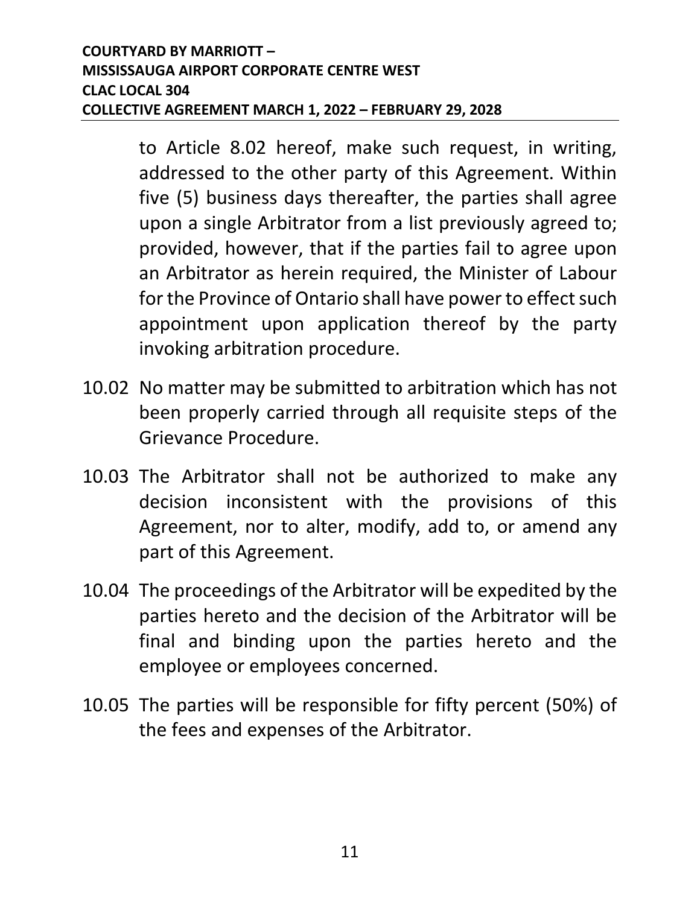to Article 8.02 hereof, make such request, in writing, addressed to the other party of this Agreement. Within five (5) business days thereafter, the parties shall agree upon a single Arbitrator from a list previously agreed to; provided, however, that if the parties fail to agree upon an Arbitrator as herein required, the Minister of Labour for the Province of Ontario shall have power to effect such appointment upon application thereof by the party invoking arbitration procedure.

10.02 No matter may be submitted to arbitration which has not been properly carried through all requisite steps of the Grievance Procedure.

10.03 The Arbitrator shall not be authorized to make any decision inconsistent with the provisions of this Agreement, nor to alter, modify, add to, or amend any part of this Agreement.

10.04 The proceedings of the Arbitrator will be expedited by the parties hereto and the decision of the Arbitrator will be final and binding upon the parties hereto and the employee or employees concerned.

10.05 The parties will be responsible for fifty percent (50%) of the fees and expenses of the Arbitrator.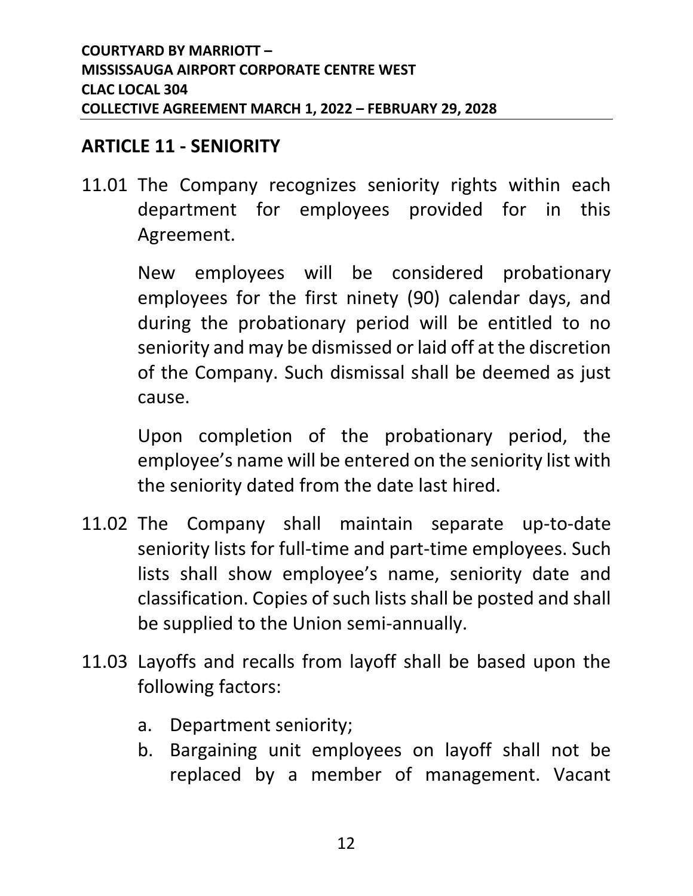## ARTICLE 11 - SENIORITY

11.01 The Company recognizes seniority rights within each department for employees provided for in this Agreement.

New employees will be considered probationary employees for the first ninety (90) calendar days, and during the probationary period will be entitled to no seniority and may be dismissed or laid off at the discretion of the Company. Such dismissal shall be deemed as just cause.

Upon completion of the probationary period, the employee's name will be entered on the seniority list with the seniority dated from the date last hired.

11.02 The Company shall maintain separate up-to-date seniority lists for full-time and part-time employees. Such lists shall show employee's name, seniority date and classification. Copies of such lists shall be posted and shall be supplied to the Union semi-annually.

11.03 Layoffs and recalls from layoff shall be based upon the following factors:

a. Department seniority;
b. Bargaining unit employees on layoff shall not be replaced by a member of management. Vacant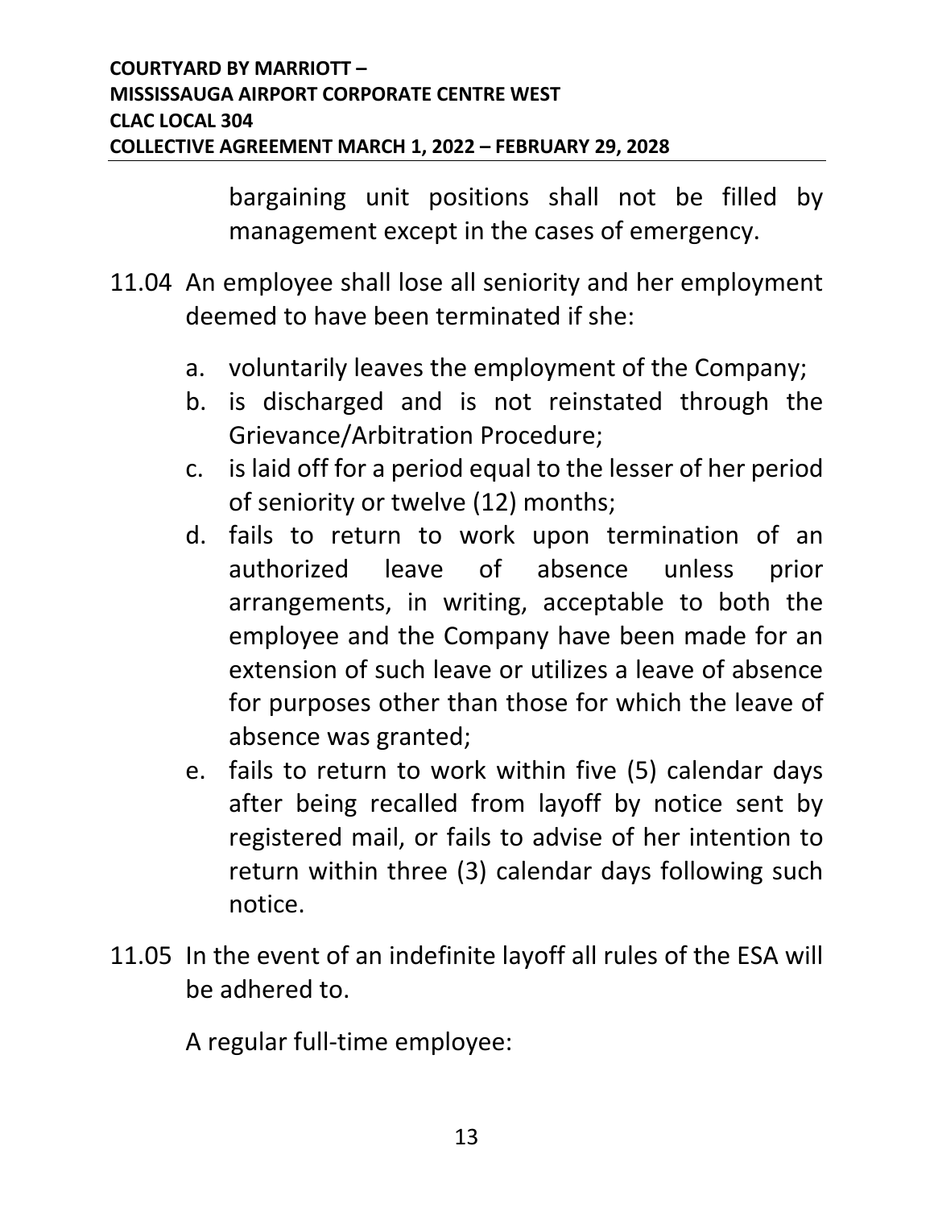bargaining unit positions shall not be filled by management except in the cases of emergency.

11.04 An employee shall lose all seniority and her employment deemed to have been terminated if she:

a. voluntarily leaves the employment of the Company;
b. is discharged and is not reinstated through the Grievance/Arbitration Procedure;
c. is laid off for a period equal to the lesser of her period of seniority or twelve (12) months;
d. fails to return to work upon termination of an authorized leave of absence unless prior arrangements, in writing, acceptable to both the employee and the Company have been made for an extension of such leave or utilizes a leave of absence for purposes other than those for which the leave of absence was granted;
e. fails to return to work within five (5) calendar days after being recalled from layoff by notice sent by registered mail, or fails to advise of her intention to return within three (3) calendar days following such notice.

11.05 In the event of an indefinite layoff all rules of the ESA will be adhered to.

A regular full-time employee: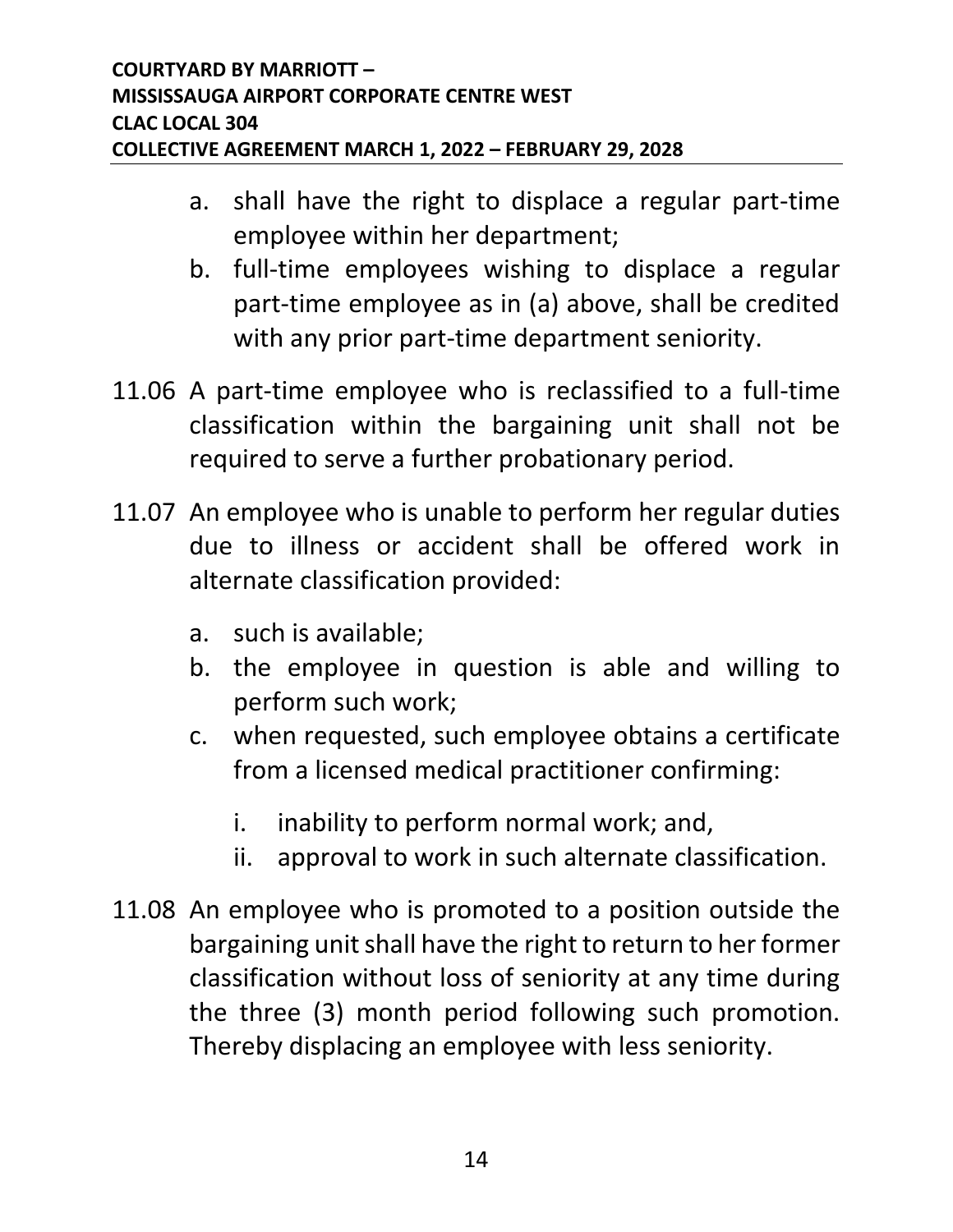a. shall have the right to displace a regular part-time employee within her department;
b. full-time employees wishing to displace a regular part-time employee as in (a) above, shall be credited with any prior part-time department seniority.

11.06 A part-time employee who is reclassified to a full-time classification within the bargaining unit shall not be required to serve a further probationary period.

11.07 An employee who is unable to perform her regular duties due to illness or accident shall be offered work in alternate classification provided:

a. such is available;
b. the employee in question is able and willing to perform such work;
c. when requested, such employee obtains a certificate from a licensed medical practitioner confirming:
    i. inability to perform normal work; and,
    ii. approval to work in such alternate classification.

11.08 An employee who is promoted to a position outside the bargaining unit shall have the right to return to her former classification without loss of seniority at any time during the three (3) month period following such promotion. Thereby displacing an employee with less seniority.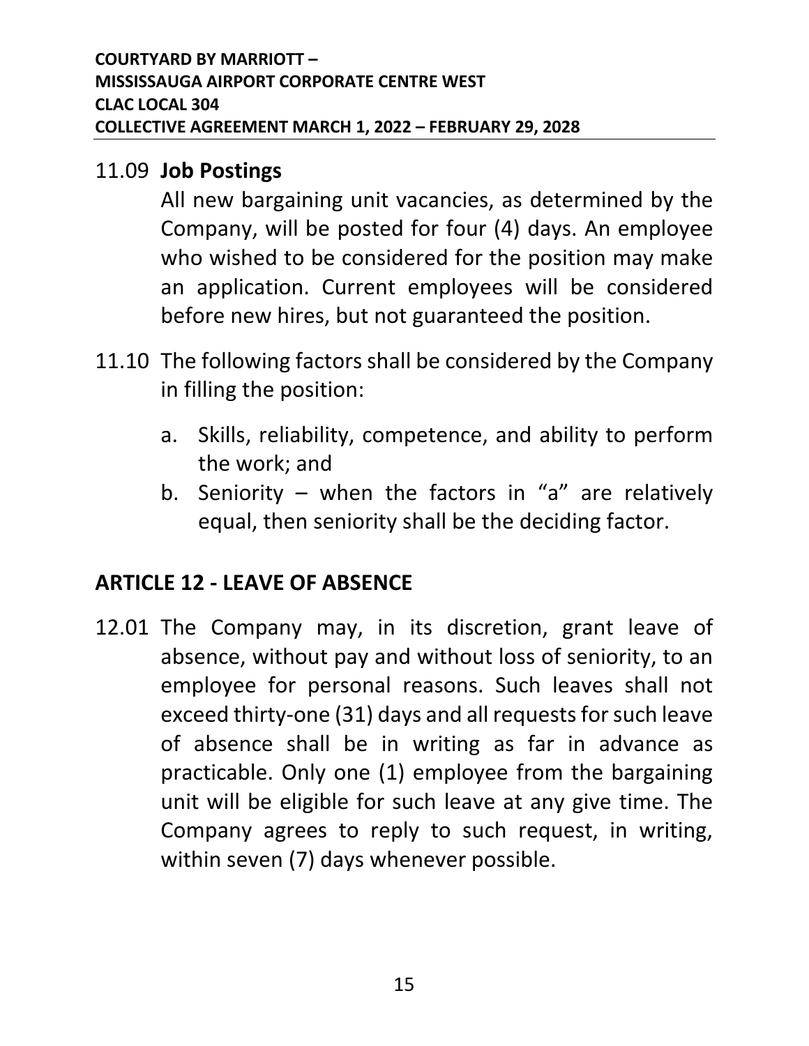11.09 **Job Postings**

All new bargaining unit vacancies, as determined by the Company, will be posted for four (4) days. An employee who wished to be considered for the position may make an application. Current employees will be considered before new hires, but not guaranteed the position.

11.10 The following factors shall be considered by the Company in filling the position:

a. Skills, reliability, competence, and ability to perform the work; and
b. Seniority – when the factors in "a" are relatively equal, then seniority shall be the deciding factor.

## ARTICLE 12 - LEAVE OF ABSENCE

12.01 The Company may, in its discretion, grant leave of absence, without pay and without loss of seniority, to an employee for personal reasons. Such leaves shall not exceed thirty-one (31) days and all requests for such leave of absence shall be in writing as far in advance as practicable. Only one (1) employee from the bargaining unit will be eligible for such leave at any give time. The Company agrees to reply to such request, in writing, within seven (7) days whenever possible.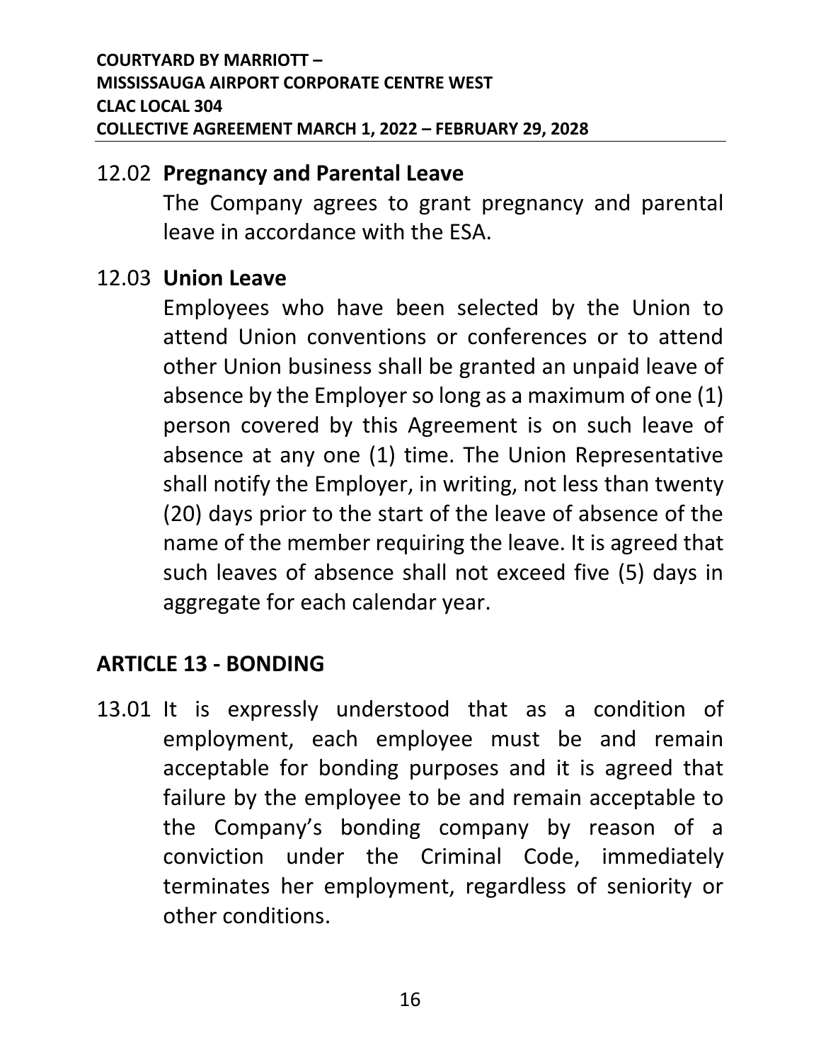12.02 **Pregnancy and Parental Leave**

The Company agrees to grant pregnancy and parental leave in accordance with the ESA.

12.03 **Union Leave**

Employees who have been selected by the Union to attend Union conventions or conferences or to attend other Union business shall be granted an unpaid leave of absence by the Employer so long as a maximum of one (1) person covered by this Agreement is on such leave of absence at any one (1) time. The Union Representative shall notify the Employer, in writing, not less than twenty (20) days prior to the start of the leave of absence of the name of the member requiring the leave. It is agreed that such leaves of absence shall not exceed five (5) days in aggregate for each calendar year.

## ARTICLE 13 - BONDING

13.01 It is expressly understood that as a condition of employment, each employee must be and remain acceptable for bonding purposes and it is agreed that failure by the employee to be and remain acceptable to the Company's bonding company by reason of a conviction under the Criminal Code, immediately terminates her employment, regardless of seniority or other conditions.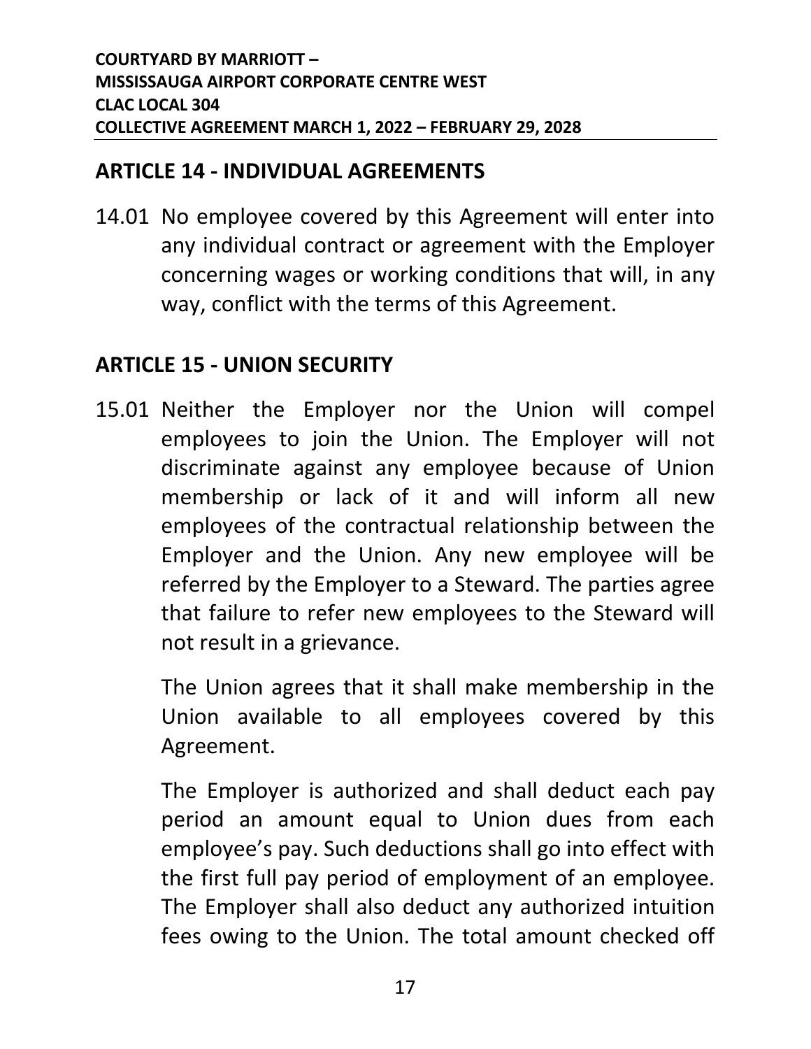## ARTICLE 14 - INDIVIDUAL AGREEMENTS

14.01 No employee covered by this Agreement will enter into any individual contract or agreement with the Employer concerning wages or working conditions that will, in any way, conflict with the terms of this Agreement.

## ARTICLE 15 - UNION SECURITY

15.01 Neither the Employer nor the Union will compel employees to join the Union. The Employer will not discriminate against any employee because of Union membership or lack of it and will inform all new employees of the contractual relationship between the Employer and the Union. Any new employee will be referred by the Employer to a Steward. The parties agree that failure to refer new employees to the Steward will not result in a grievance.

The Union agrees that it shall make membership in the Union available to all employees covered by this Agreement.

The Employer is authorized and shall deduct each pay period an amount equal to Union dues from each employee's pay. Such deductions shall go into effect with the first full pay period of employment of an employee. The Employer shall also deduct any authorized intuition fees owing to the Union. The total amount checked off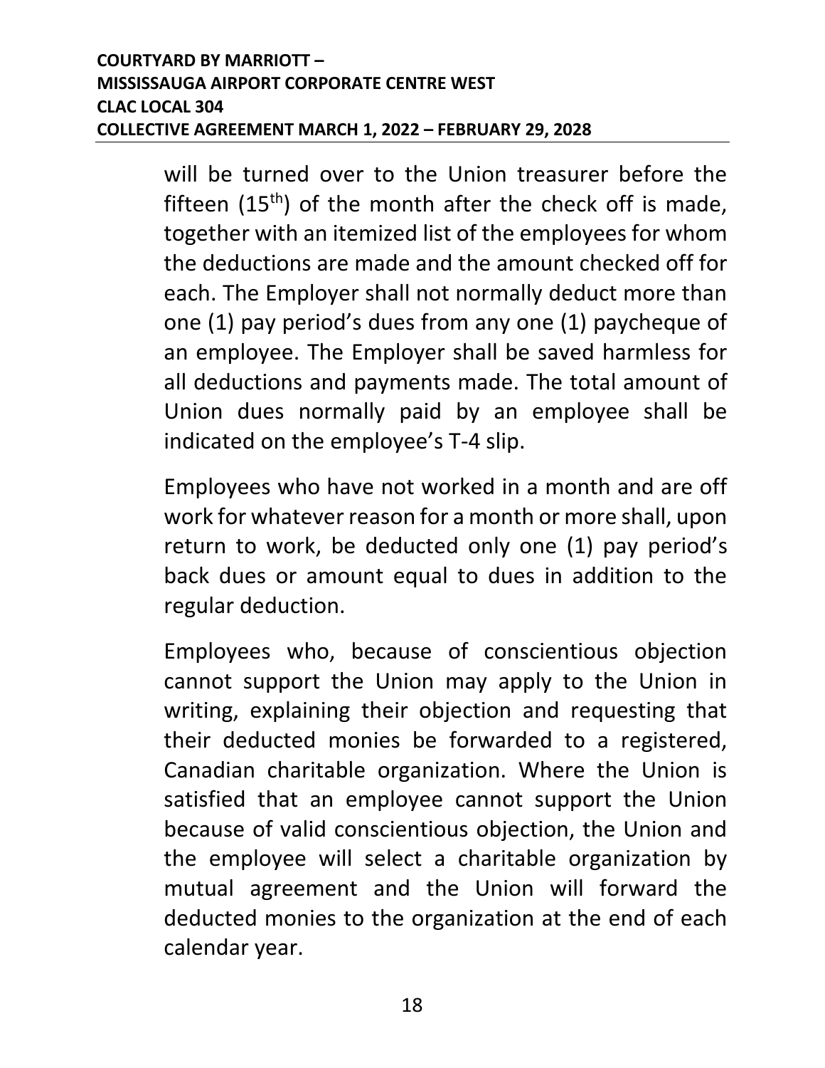will be turned over to the Union treasurer before the fifteen (15th) of the month after the check off is made, together with an itemized list of the employees for whom the deductions are made and the amount checked off for each. The Employer shall not normally deduct more than one (1) pay period's dues from any one (1) paycheque of an employee. The Employer shall be saved harmless for all deductions and payments made. The total amount of Union dues normally paid by an employee shall be indicated on the employee's T-4 slip.

Employees who have not worked in a month and are off work for whatever reason for a month or more shall, upon return to work, be deducted only one (1) pay period's back dues or amount equal to dues in addition to the regular deduction.

Employees who, because of conscientious objection cannot support the Union may apply to the Union in writing, explaining their objection and requesting that their deducted monies be forwarded to a registered, Canadian charitable organization. Where the Union is satisfied that an employee cannot support the Union because of valid conscientious objection, the Union and the employee will select a charitable organization by mutual agreement and the Union will forward the deducted monies to the organization at the end of each calendar year.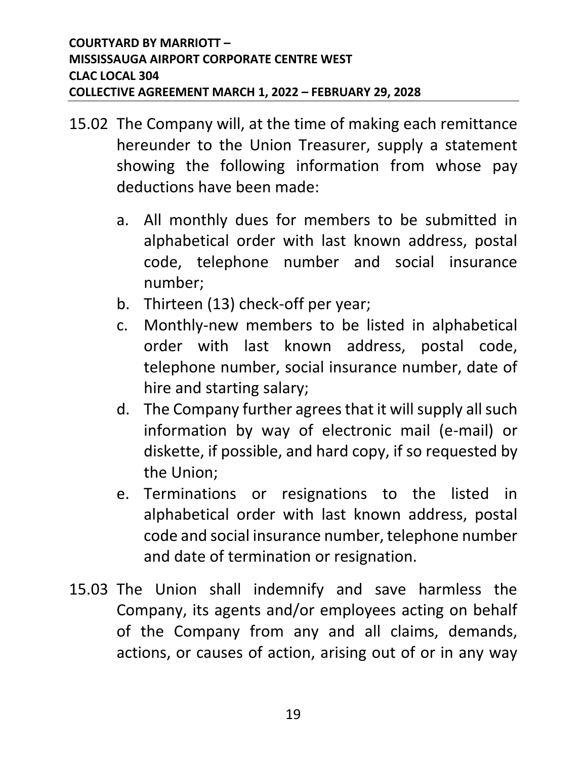15.02 The Company will, at the time of making each remittance hereunder to the Union Treasurer, supply a statement showing the following information from whose pay deductions have been made:

a. All monthly dues for members to be submitted in alphabetical order with last known address, postal code, telephone number and social insurance number;
b. Thirteen (13) check-off per year;
c. Monthly-new members to be listed in alphabetical order with last known address, postal code, telephone number, social insurance number, date of hire and starting salary;
d. The Company further agrees that it will supply all such information by way of electronic mail (e-mail) or diskette, if possible, and hard copy, if so requested by the Union;
e. Terminations or resignations to the listed in alphabetical order with last known address, postal code and social insurance number, telephone number and date of termination or resignation.

15.03 The Union shall indemnify and save harmless the Company, its agents and/or employees acting on behalf of the Company from any and all claims, demands, actions, or causes of action, arising out of or in any way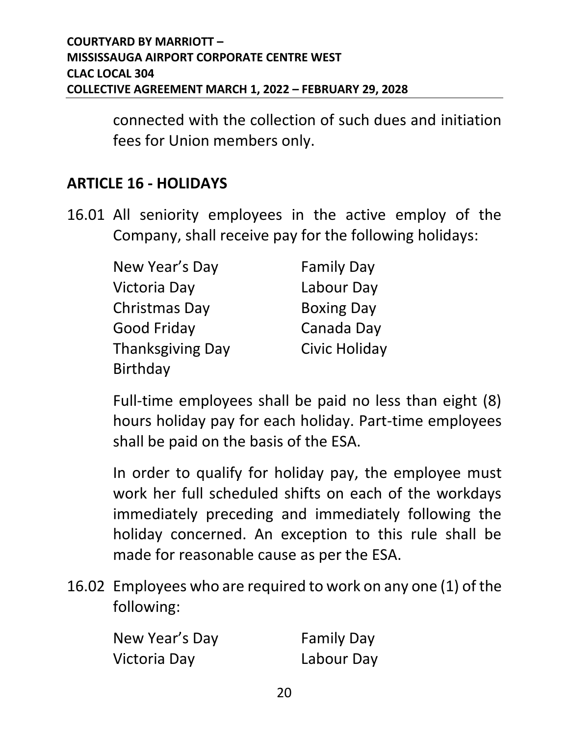connected with the collection of such dues and initiation fees for Union members only.

## ARTICLE 16 - HOLIDAYS

16.01 All seniority employees in the active employ of the Company, shall receive pay for the following holidays:

| | |
|---|---|
| New Year's Day | Family Day |
| Victoria Day | Labour Day |
| Christmas Day | Boxing Day |
| Good Friday | Canada Day |
| Thanksgiving Day | Civic Holiday |
| Birthday | |

Full-time employees shall be paid no less than eight (8) hours holiday pay for each holiday. Part-time employees shall be paid on the basis of the ESA.

In order to qualify for holiday pay, the employee must work her full scheduled shifts on each of the workdays immediately preceding and immediately following the holiday concerned. An exception to this rule shall be made for reasonable cause as per the ESA.

16.02 Employees who are required to work on any one (1) of the following:

| | |
|---|---|
| New Year's Day | Family Day |
| Victoria Day | Labour Day |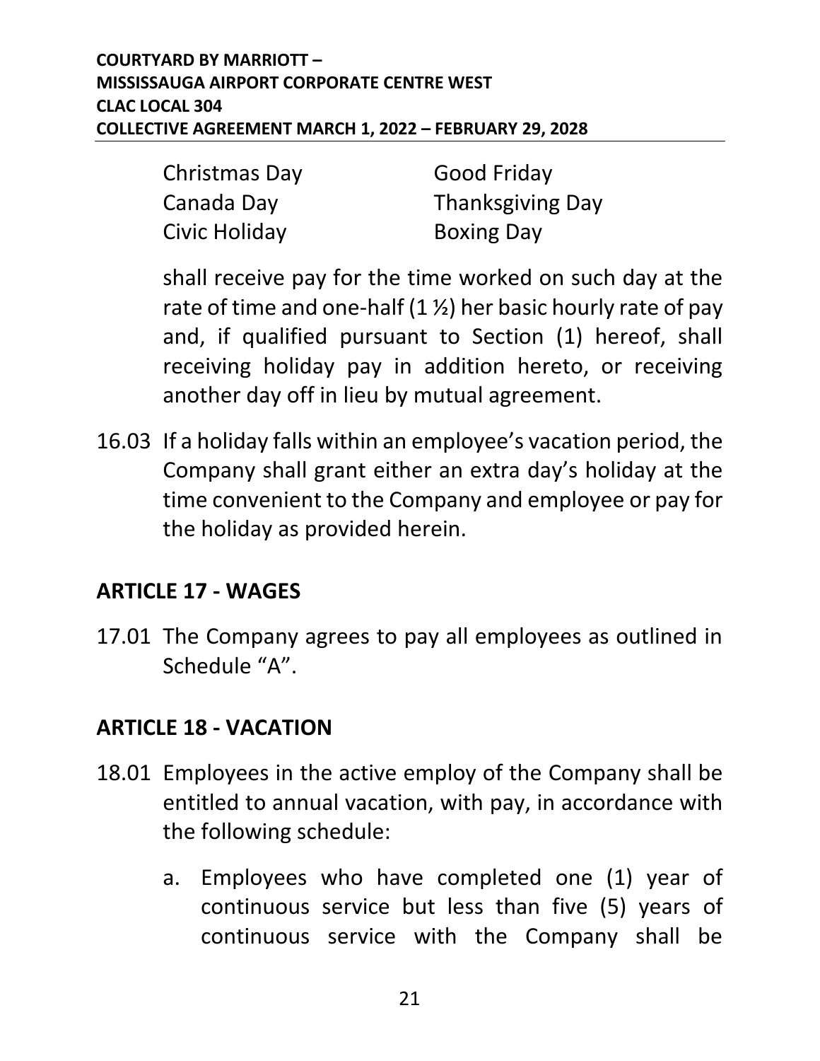| | |
|---|---|
| Christmas Day | Good Friday |
| Canada Day | Thanksgiving Day |
| Civic Holiday | Boxing Day |

shall receive pay for the time worked on such day at the rate of time and one-half (1 ½) her basic hourly rate of pay and, if qualified pursuant to Section (1) hereof, shall receiving holiday pay in addition hereto, or receiving another day off in lieu by mutual agreement.

16.03 If a holiday falls within an employee's vacation period, the Company shall grant either an extra day's holiday at the time convenient to the Company and employee or pay for the holiday as provided herein.

## ARTICLE 17 - WAGES

17.01 The Company agrees to pay all employees as outlined in Schedule "A".

## ARTICLE 18 - VACATION

18.01 Employees in the active employ of the Company shall be entitled to annual vacation, with pay, in accordance with the following schedule:

a. Employees who have completed one (1) year of continuous service but less than five (5) years of continuous service with the Company shall be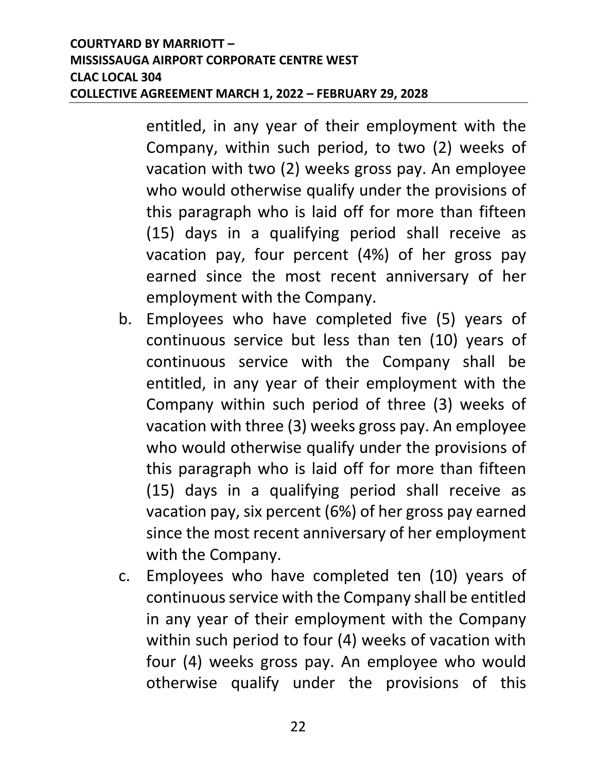entitled, in any year of their employment with the Company, within such period, to two (2) weeks of vacation with two (2) weeks gross pay. An employee who would otherwise qualify under the provisions of this paragraph who is laid off for more than fifteen (15) days in a qualifying period shall receive as vacation pay, four percent (4%) of her gross pay earned since the most recent anniversary of her employment with the Company.

b. Employees who have completed five (5) years of continuous service but less than ten (10) years of continuous service with the Company shall be entitled, in any year of their employment with the Company within such period of three (3) weeks of vacation with three (3) weeks gross pay. An employee who would otherwise qualify under the provisions of this paragraph who is laid off for more than fifteen (15) days in a qualifying period shall receive as vacation pay, six percent (6%) of her gross pay earned since the most recent anniversary of her employment with the Company.

c. Employees who have completed ten (10) years of continuous service with the Company shall be entitled in any year of their employment with the Company within such period to four (4) weeks of vacation with four (4) weeks gross pay. An employee who would otherwise qualify under the provisions of this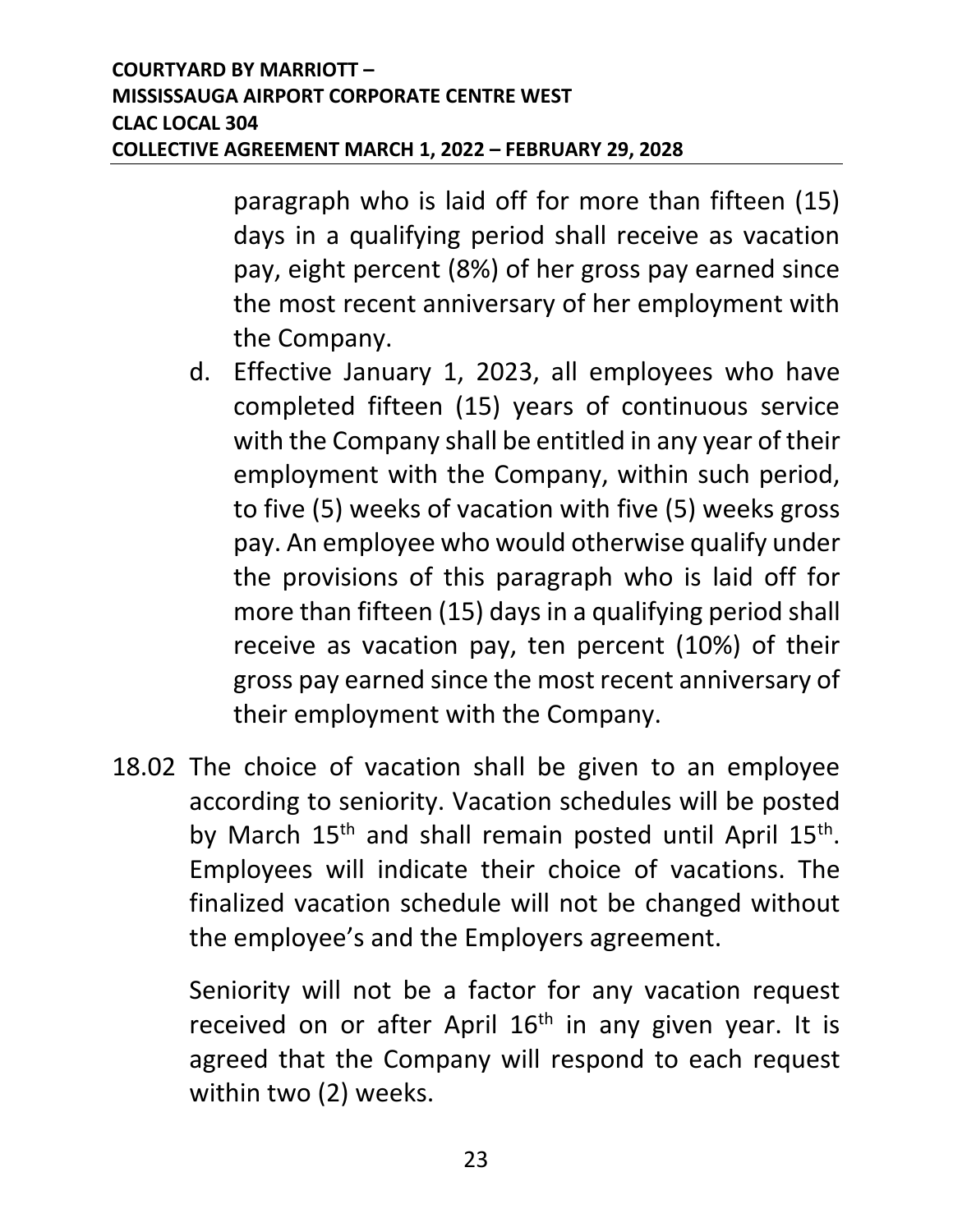paragraph who is laid off for more than fifteen (15) days in a qualifying period shall receive as vacation pay, eight percent (8%) of her gross pay earned since the most recent anniversary of her employment with the Company.

d. Effective January 1, 2023, all employees who have completed fifteen (15) years of continuous service with the Company shall be entitled in any year of their employment with the Company, within such period, to five (5) weeks of vacation with five (5) weeks gross pay. An employee who would otherwise qualify under the provisions of this paragraph who is laid off for more than fifteen (15) days in a qualifying period shall receive as vacation pay, ten percent (10%) of their gross pay earned since the most recent anniversary of their employment with the Company.

18.02 The choice of vacation shall be given to an employee according to seniority. Vacation schedules will be posted by March 15th and shall remain posted until April 15th. Employees will indicate their choice of vacations. The finalized vacation schedule will not be changed without the employee's and the Employers agreement.

Seniority will not be a factor for any vacation request received on or after April 16th in any given year. It is agreed that the Company will respond to each request within two (2) weeks.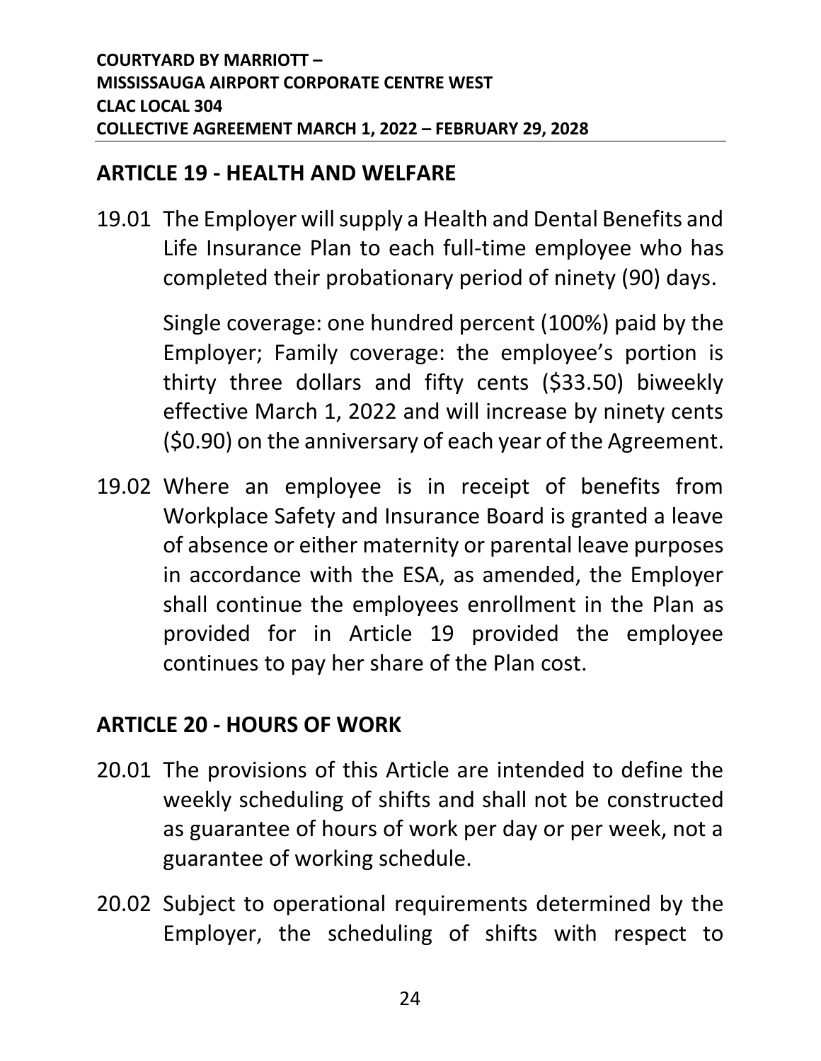## ARTICLE 19 - HEALTH AND WELFARE

19.01 The Employer will supply a Health and Dental Benefits and Life Insurance Plan to each full-time employee who has completed their probationary period of ninety (90) days.

Single coverage: one hundred percent (100%) paid by the Employer; Family coverage: the employee's portion is thirty three dollars and fifty cents ($33.50) biweekly effective March 1, 2022 and will increase by ninety cents ($0.90) on the anniversary of each year of the Agreement.

19.02 Where an employee is in receipt of benefits from Workplace Safety and Insurance Board is granted a leave of absence or either maternity or parental leave purposes in accordance with the ESA, as amended, the Employer shall continue the employees enrollment in the Plan as provided for in Article 19 provided the employee continues to pay her share of the Plan cost.

## ARTICLE 20 - HOURS OF WORK

20.01 The provisions of this Article are intended to define the weekly scheduling of shifts and shall not be constructed as guarantee of hours of work per day or per week, not a guarantee of working schedule.

20.02 Subject to operational requirements determined by the Employer, the scheduling of shifts with respect to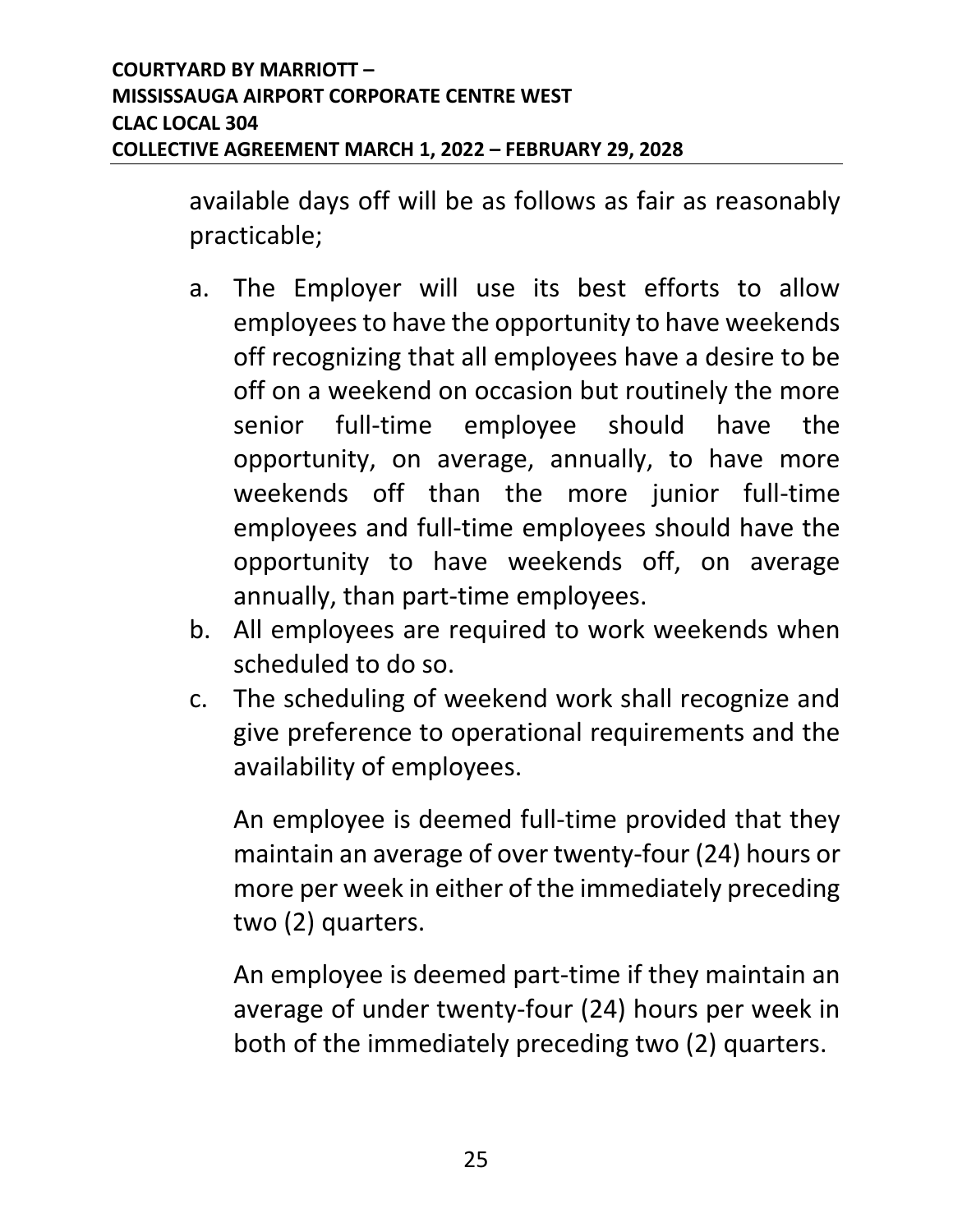available days off will be as follows as fair as reasonably practicable;

a. The Employer will use its best efforts to allow employees to have the opportunity to have weekends off recognizing that all employees have a desire to be off on a weekend on occasion but routinely the more senior full-time employee should have the opportunity, on average, annually, to have more weekends off than the more junior full-time employees and full-time employees should have the opportunity to have weekends off, on average annually, than part-time employees.
b. All employees are required to work weekends when scheduled to do so.
c. The scheduling of weekend work shall recognize and give preference to operational requirements and the availability of employees.

   An employee is deemed full-time provided that they maintain an average of over twenty-four (24) hours or more per week in either of the immediately preceding two (2) quarters.

   An employee is deemed part-time if they maintain an average of under twenty-four (24) hours per week in both of the immediately preceding two (2) quarters.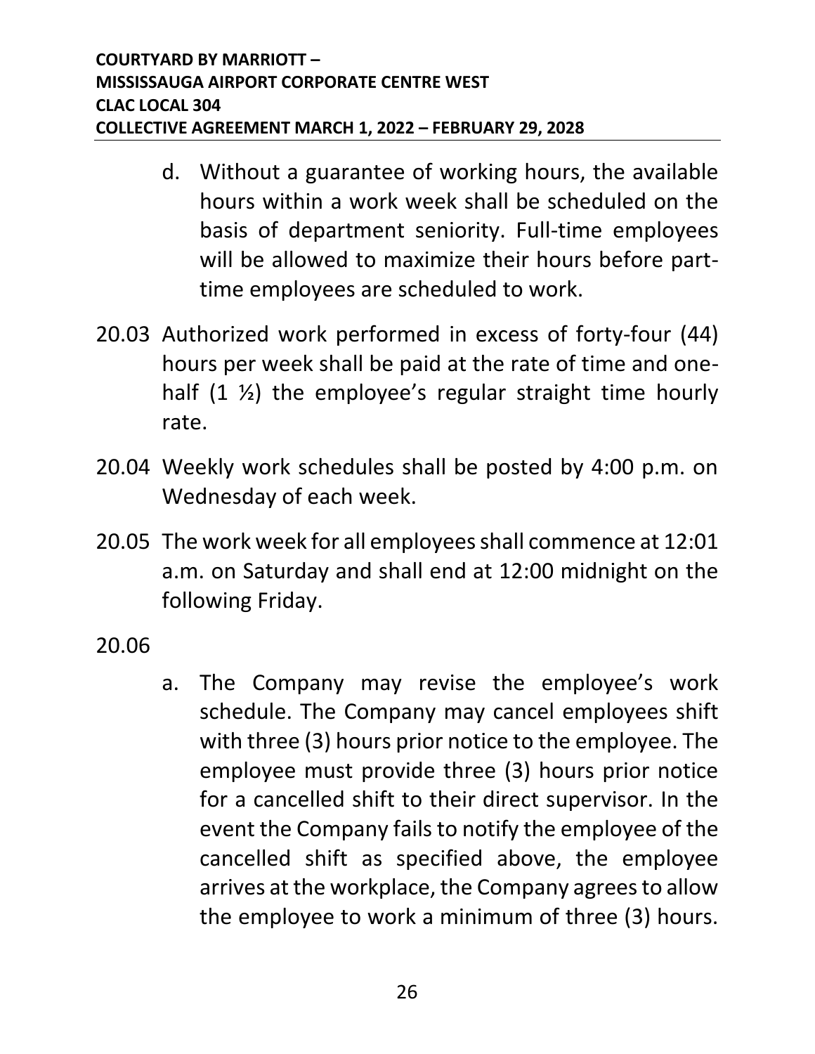d. Without a guarantee of working hours, the available hours within a work week shall be scheduled on the basis of department seniority. Full-time employees will be allowed to maximize their hours before part-time employees are scheduled to work.

20.03 Authorized work performed in excess of forty-four (44) hours per week shall be paid at the rate of time and one-half (1 ½) the employee's regular straight time hourly rate.

20.04 Weekly work schedules shall be posted by 4:00 p.m. on Wednesday of each week.

20.05 The work week for all employees shall commence at 12:01 a.m. on Saturday and shall end at 12:00 midnight on the following Friday.

20.06

a. The Company may revise the employee's work schedule. The Company may cancel employees shift with three (3) hours prior notice to the employee. The employee must provide three (3) hours prior notice for a cancelled shift to their direct supervisor. In the event the Company fails to notify the employee of the cancelled shift as specified above, the employee arrives at the workplace, the Company agrees to allow the employee to work a minimum of three (3) hours.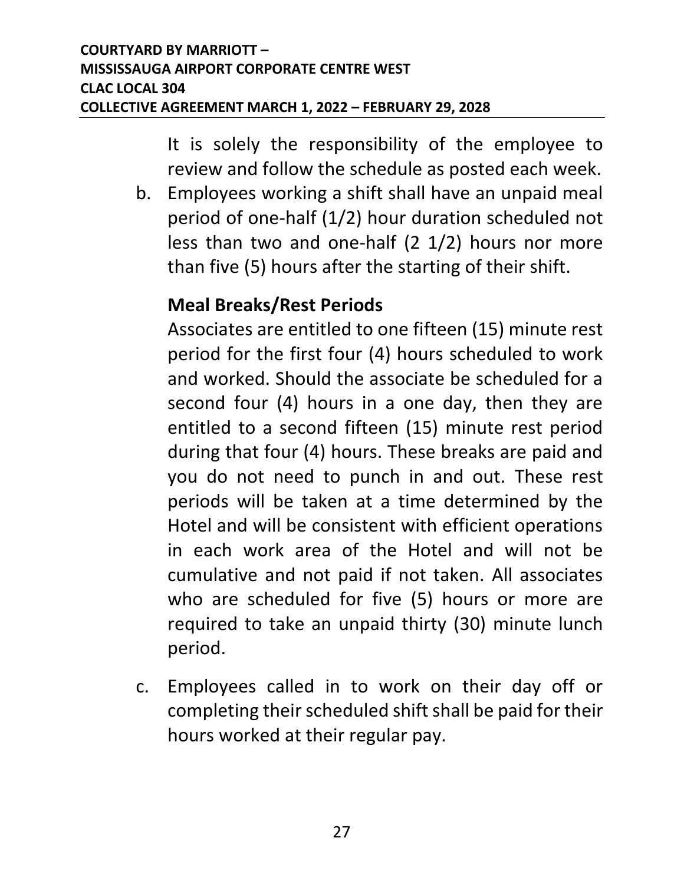It is solely the responsibility of the employee to review and follow the schedule as posted each week.

b. Employees working a shift shall have an unpaid meal period of one-half (1/2) hour duration scheduled not less than two and one-half (2 1/2) hours nor more than five (5) hours after the starting of their shift.

**Meal Breaks/Rest Periods**

Associates are entitled to one fifteen (15) minute rest period for the first four (4) hours scheduled to work and worked. Should the associate be scheduled for a second four (4) hours in a one day, then they are entitled to a second fifteen (15) minute rest period during that four (4) hours. These breaks are paid and you do not need to punch in and out. These rest periods will be taken at a time determined by the Hotel and will be consistent with efficient operations in each work area of the Hotel and will not be cumulative and not paid if not taken. All associates who are scheduled for five (5) hours or more are required to take an unpaid thirty (30) minute lunch period.

c. Employees called in to work on their day off or completing their scheduled shift shall be paid for their hours worked at their regular pay.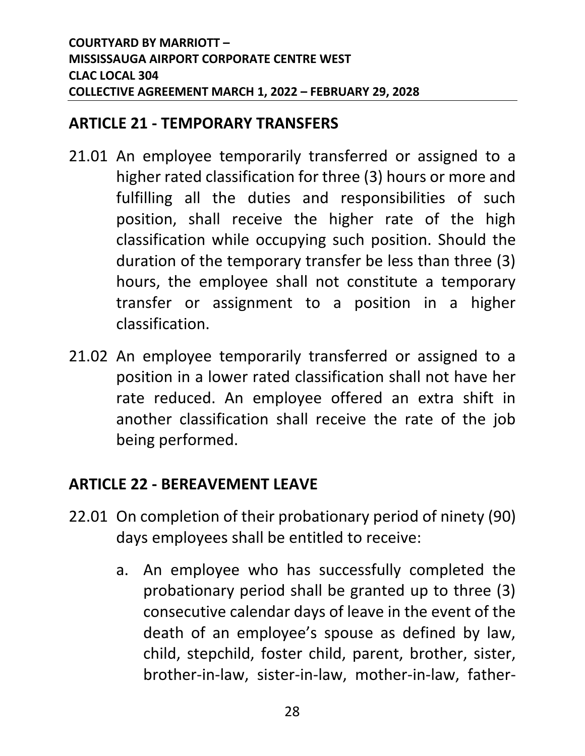## ARTICLE 21 - TEMPORARY TRANSFERS

21.01 An employee temporarily transferred or assigned to a higher rated classification for three (3) hours or more and fulfilling all the duties and responsibilities of such position, shall receive the higher rate of the high classification while occupying such position. Should the duration of the temporary transfer be less than three (3) hours, the employee shall not constitute a temporary transfer or assignment to a position in a higher classification.

21.02 An employee temporarily transferred or assigned to a position in a lower rated classification shall not have her rate reduced. An employee offered an extra shift in another classification shall receive the rate of the job being performed.

## ARTICLE 22 - BEREAVEMENT LEAVE

22.01 On completion of their probationary period of ninety (90) days employees shall be entitled to receive:

a. An employee who has successfully completed the probationary period shall be granted up to three (3) consecutive calendar days of leave in the event of the death of an employee's spouse as defined by law, child, stepchild, foster child, parent, brother, sister, brother-in-law, sister-in-law, mother-in-law, father-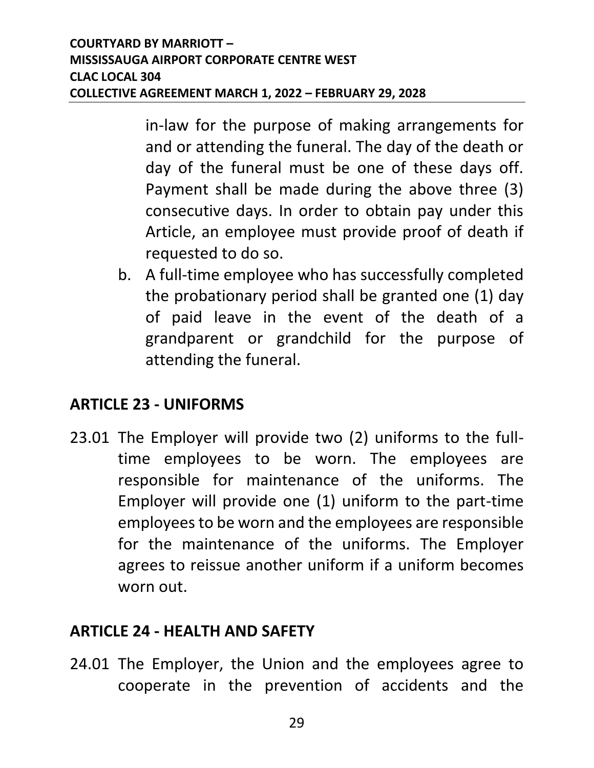in-law for the purpose of making arrangements for and or attending the funeral. The day of the death or day of the funeral must be one of these days off. Payment shall be made during the above three (3) consecutive days. In order to obtain pay under this Article, an employee must provide proof of death if requested to do so.

b. A full-time employee who has successfully completed the probationary period shall be granted one (1) day of paid leave in the event of the death of a grandparent or grandchild for the purpose of attending the funeral.

## ARTICLE 23 - UNIFORMS

23.01 The Employer will provide two (2) uniforms to the full-time employees to be worn. The employees are responsible for maintenance of the uniforms. The Employer will provide one (1) uniform to the part-time employees to be worn and the employees are responsible for the maintenance of the uniforms. The Employer agrees to reissue another uniform if a uniform becomes worn out.

## ARTICLE 24 - HEALTH AND SAFETY

24.01 The Employer, the Union and the employees agree to cooperate in the prevention of accidents and the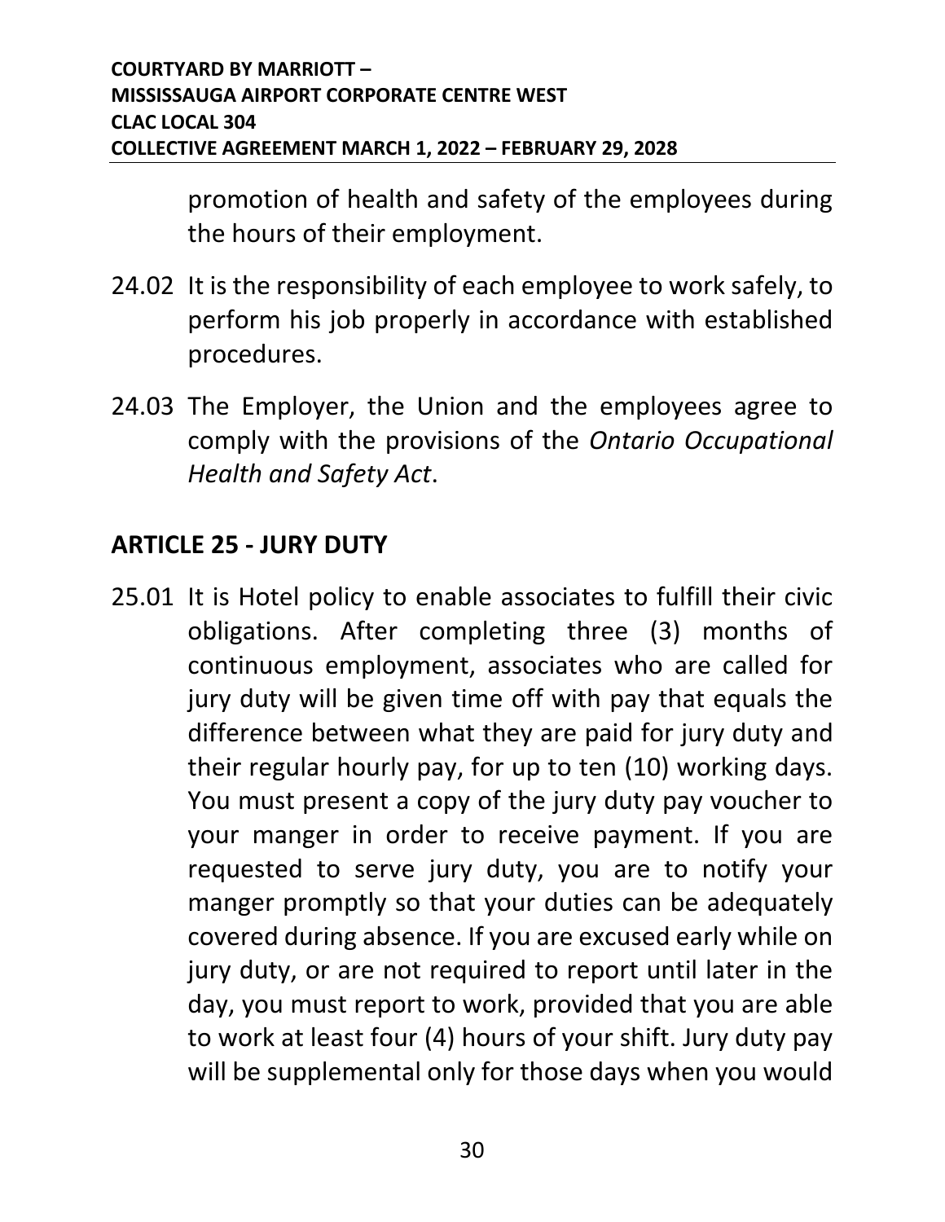promotion of health and safety of the employees during the hours of their employment.

24.02 It is the responsibility of each employee to work safely, to perform his job properly in accordance with established procedures.

24.03 The Employer, the Union and the employees agree to comply with the provisions of the *Ontario Occupational Health and Safety Act*.

## ARTICLE 25 - JURY DUTY

25.01 It is Hotel policy to enable associates to fulfill their civic obligations. After completing three (3) months of continuous employment, associates who are called for jury duty will be given time off with pay that equals the difference between what they are paid for jury duty and their regular hourly pay, for up to ten (10) working days. You must present a copy of the jury duty pay voucher to your manger in order to receive payment. If you are requested to serve jury duty, you are to notify your manger promptly so that your duties can be adequately covered during absence. If you are excused early while on jury duty, or are not required to report until later in the day, you must report to work, provided that you are able to work at least four (4) hours of your shift. Jury duty pay will be supplemental only for those days when you would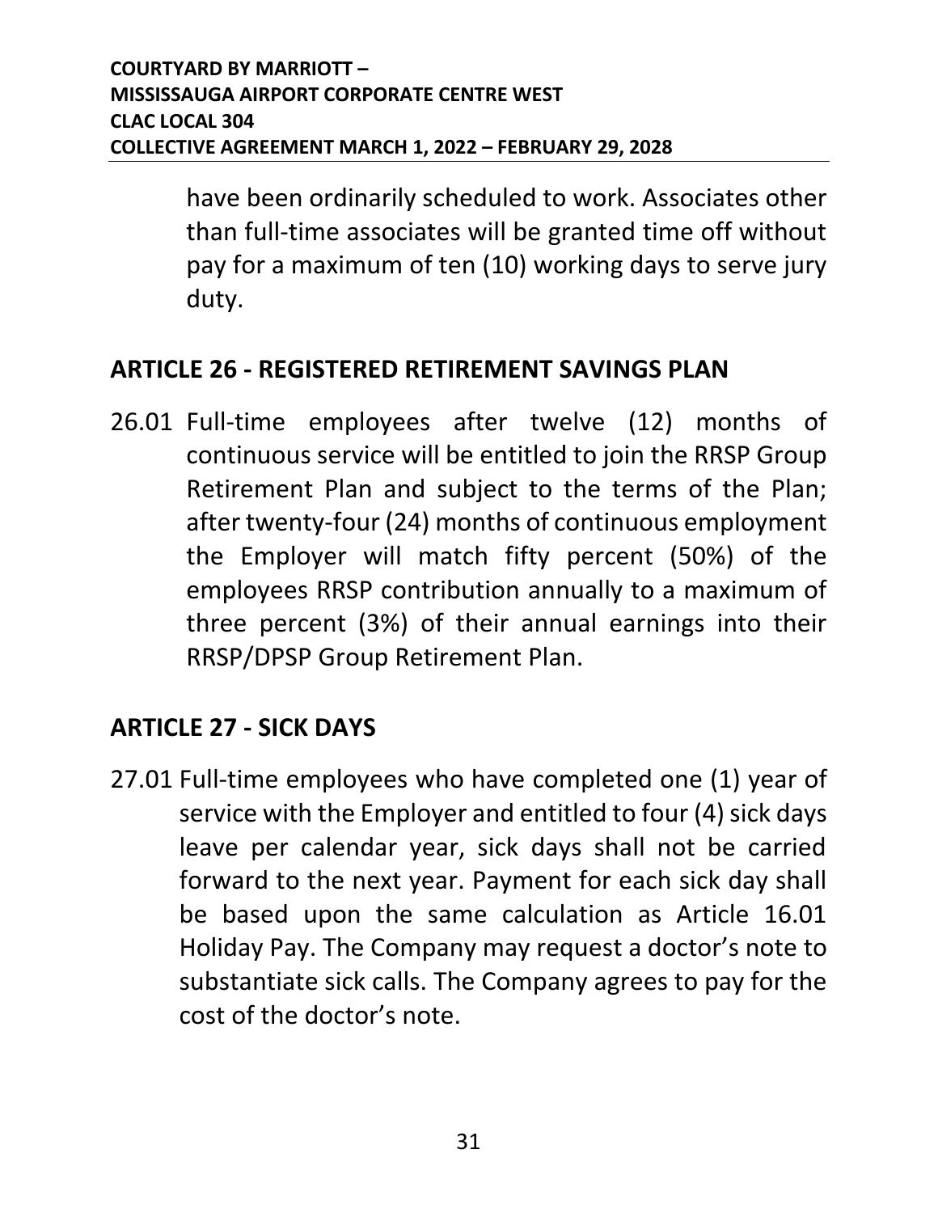have been ordinarily scheduled to work. Associates other than full-time associates will be granted time off without pay for a maximum of ten (10) working days to serve jury duty.

## ARTICLE 26 - REGISTERED RETIREMENT SAVINGS PLAN

26.01 Full-time employees after twelve (12) months of continuous service will be entitled to join the RRSP Group Retirement Plan and subject to the terms of the Plan; after twenty-four (24) months of continuous employment the Employer will match fifty percent (50%) of the employees RRSP contribution annually to a maximum of three percent (3%) of their annual earnings into their RRSP/DPSP Group Retirement Plan.

## ARTICLE 27 - SICK DAYS

27.01 Full-time employees who have completed one (1) year of service with the Employer and entitled to four (4) sick days leave per calendar year, sick days shall not be carried forward to the next year. Payment for each sick day shall be based upon the same calculation as Article 16.01 Holiday Pay. The Company may request a doctor's note to substantiate sick calls. The Company agrees to pay for the cost of the doctor's note.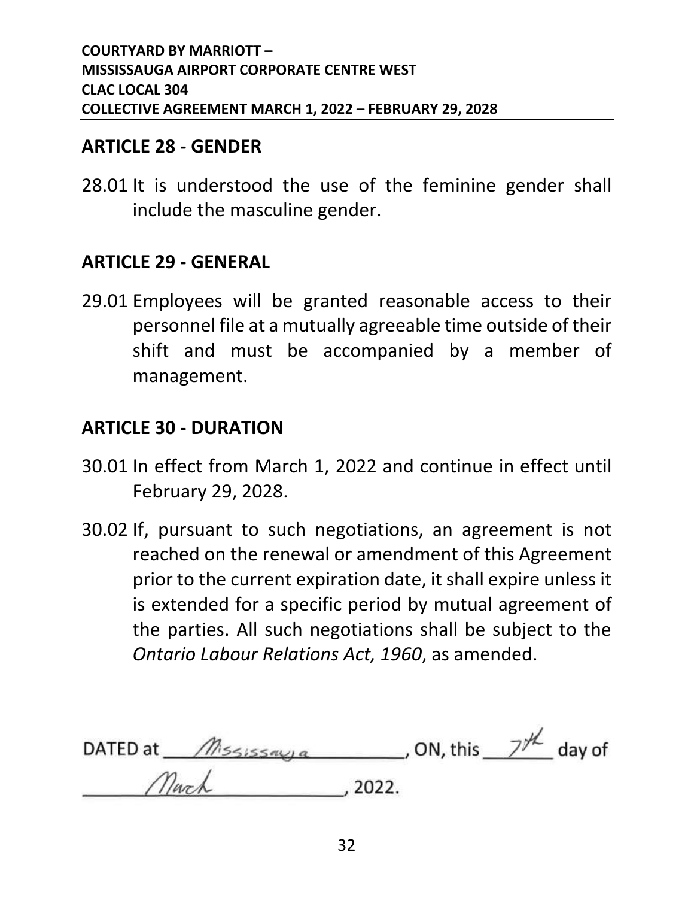## ARTICLE 28 - GENDER

28.01 It is understood the use of the feminine gender shall include the masculine gender.

## ARTICLE 29 - GENERAL

29.01 Employees will be granted reasonable access to their personnel file at a mutually agreeable time outside of their shift and must be accompanied by a member of management.

## ARTICLE 30 - DURATION

30.01 In effect from March 1, 2022 and continue in effect until February 29, 2028.

30.02 If, pursuant to such negotiations, an agreement is not reached on the renewal or amendment of this Agreement prior to the current expiration date, it shall expire unless it is extended for a specific period by mutual agreement of the parties. All such negotiations shall be subject to the *Ontario Labour Relations Act, 1960*, as amended.

DATED at Mississauga, ON, this 7th day of March, 2022.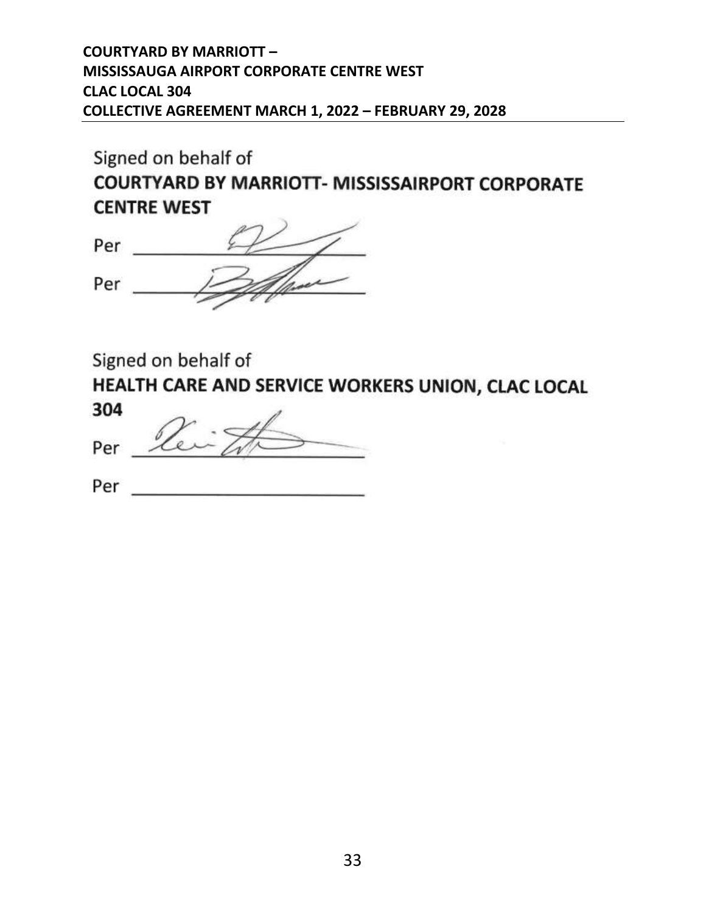Signed on behalf of

**COURTYARD BY MARRIOTT- MISSISSAIRPORT CORPORATE CENTRE WEST**

Per ________________________

Per ________________________

Signed on behalf of

**HEALTH CARE AND SERVICE WORKERS UNION, CLAC LOCAL 304**

Per ________________________

Per ________________________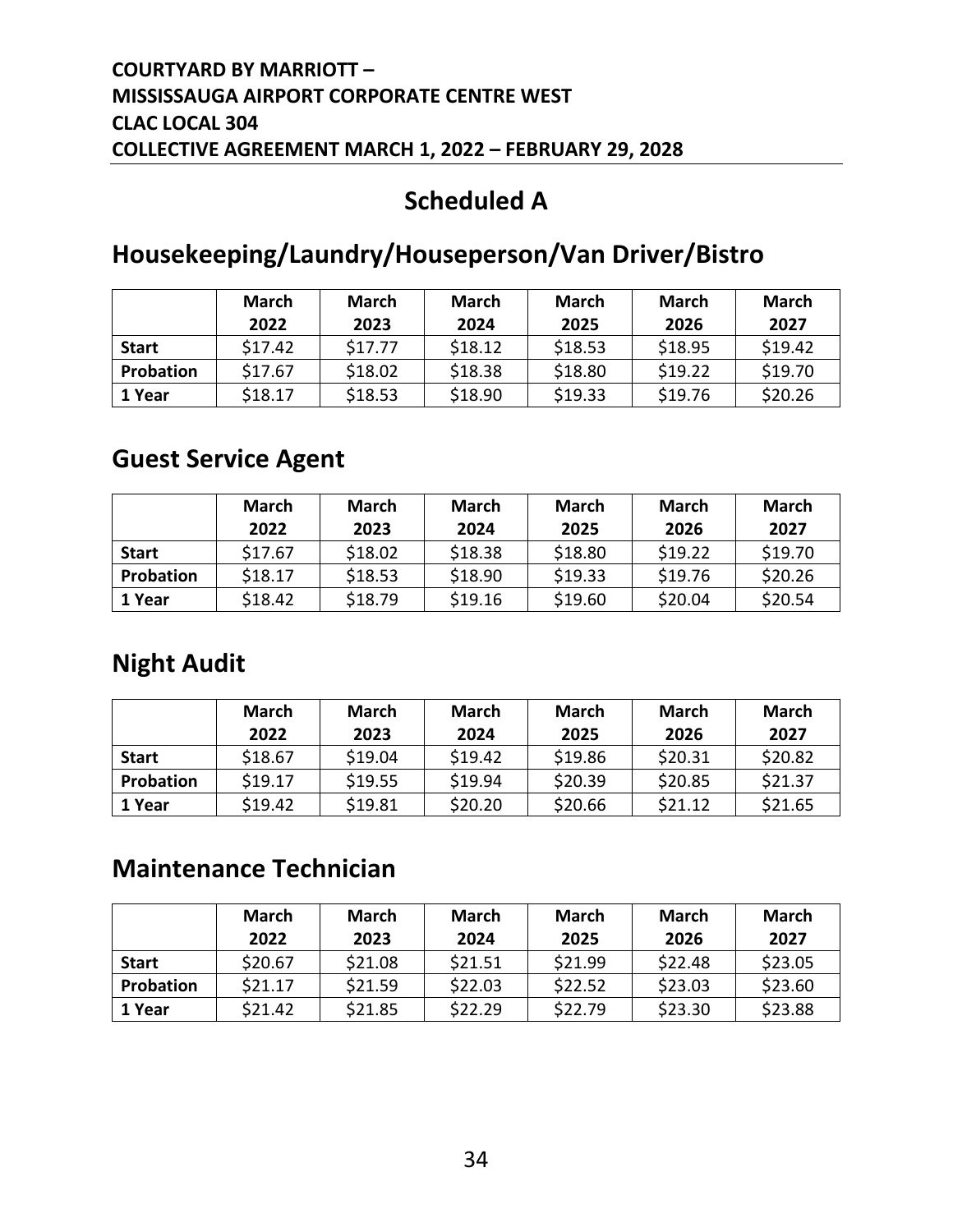# Scheduled A

## Housekeeping/Laundry/Houseperson/Van Driver/Bistro

| | March 2022 | March 2023 | March 2024 | March 2025 | March 2026 | March 2027 |
|---|---|---|---|---|---|---|
| **Start** | $17.42 | $17.77 | $18.12 | $18.53 | $18.95 | $19.42 |
| **Probation** | $17.67 | $18.02 | $18.38 | $18.80 | $19.22 | $19.70 |
| **1 Year** | $18.17 | $18.53 | $18.90 | $19.33 | $19.76 | $20.26 |

## Guest Service Agent

| | March 2022 | March 2023 | March 2024 | March 2025 | March 2026 | March 2027 |
|---|---|---|---|---|---|---|
| **Start** | $17.67 | $18.02 | $18.38 | $18.80 | $19.22 | $19.70 |
| **Probation** | $18.17 | $18.53 | $18.90 | $19.33 | $19.76 | $20.26 |
| **1 Year** | $18.42 | $18.79 | $19.16 | $19.60 | $20.04 | $20.54 |

## Night Audit

| | March 2022 | March 2023 | March 2024 | March 2025 | March 2026 | March 2027 |
|---|---|---|---|---|---|---|
| **Start** | $18.67 | $19.04 | $19.42 | $19.86 | $20.31 | $20.82 |
| **Probation** | $19.17 | $19.55 | $19.94 | $20.39 | $20.85 | $21.37 |
| **1 Year** | $19.42 | $19.81 | $20.20 | $20.66 | $21.12 | $21.65 |

## Maintenance Technician

| | March 2022 | March 2023 | March 2024 | March 2025 | March 2026 | March 2027 |
|---|---|---|---|---|---|---|
| **Start** | $20.67 | $21.08 | $21.51 | $21.99 | $22.48 | $23.05 |
| **Probation** | $21.17 | $21.59 | $22.03 | $22.52 | $23.03 | $23.60 |
| **1 Year** | $21.42 | $21.85 | $22.29 | $22.79 | $23.30 | $23.88 |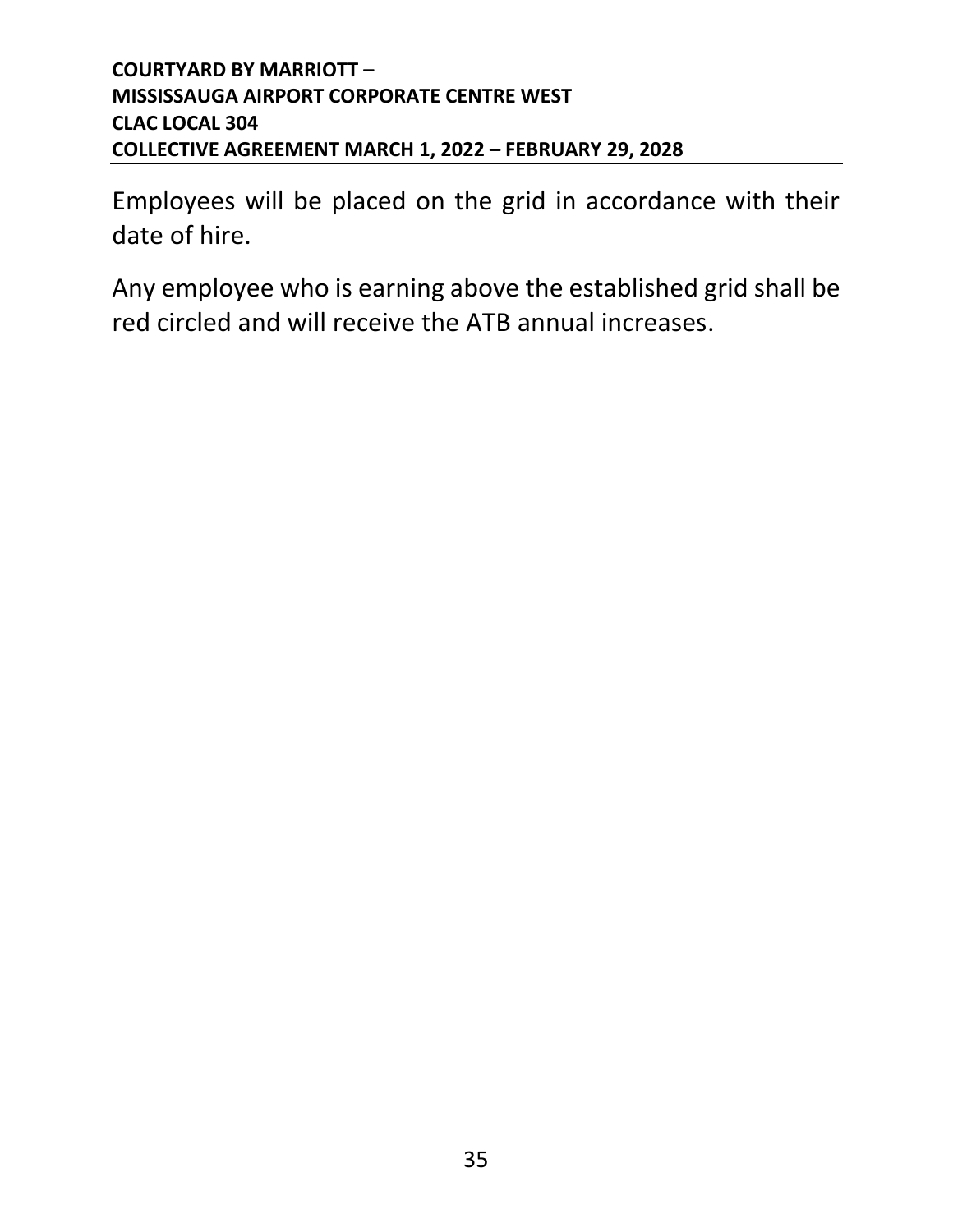Employees will be placed on the grid in accordance with their date of hire.

Any employee who is earning above the established grid shall be red circled and will receive the ATB annual increases.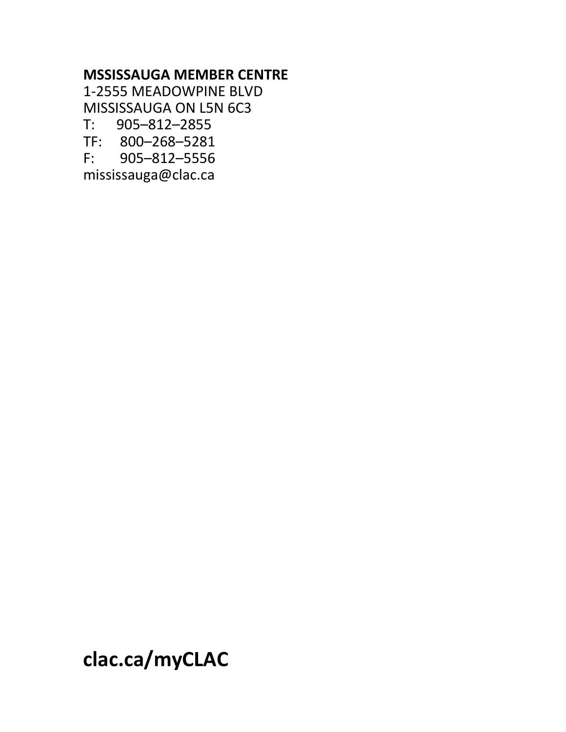**MSSISSAUGA MEMBER CENTRE**
1-2555 MEADOWPINE BLVD
MISSISSAUGA ON L5N 6C3
T: 905–812–2855
TF: 800–268–5281
F: 905–812–5556
mississauga@clac.ca

# clac.ca/myCLAC